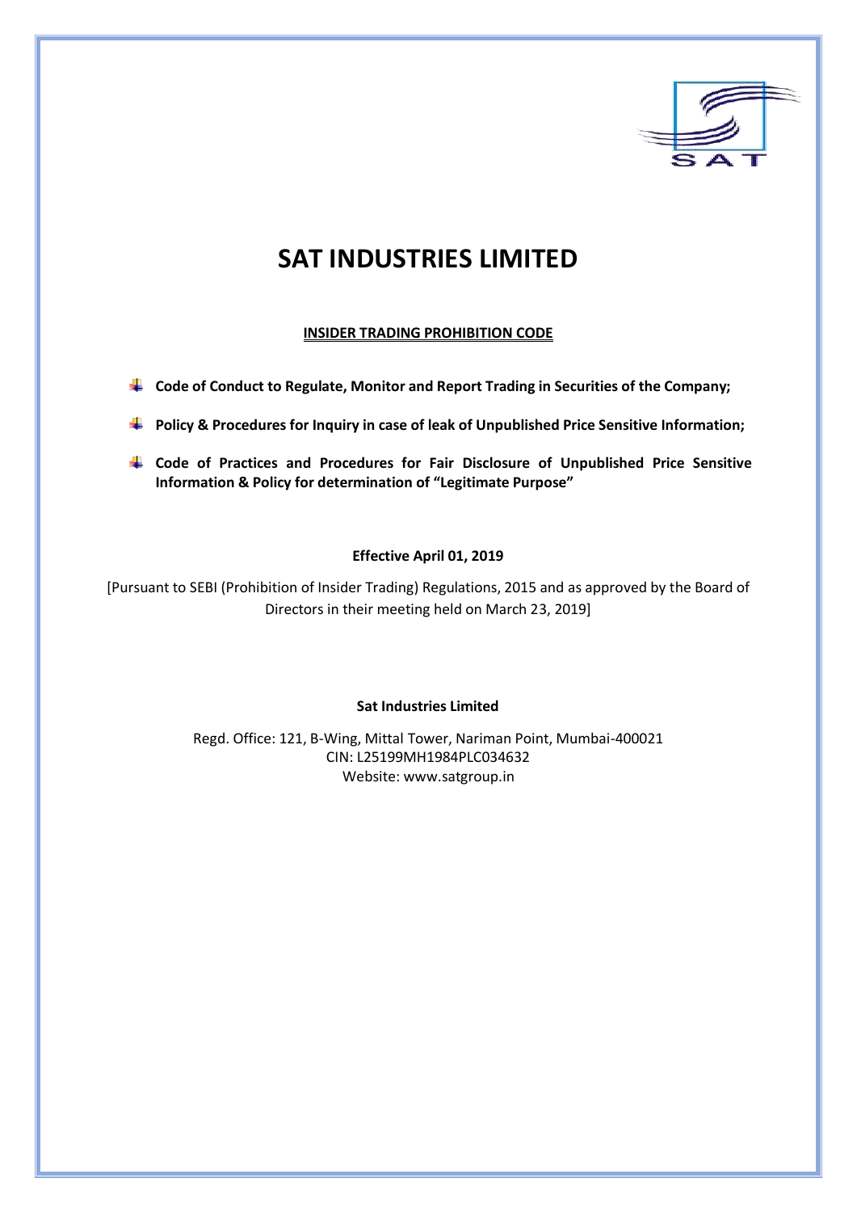# SAT INDUSTRIES LIMITED

**INSIDER TRADING PROHIBITION CODE**

- **Code of Conduct to Regulate, Monitor and Report Trading in Securities of the Company;**
- **Policy & Procedures for Inquiry in case of leak of Unpublished Price Sensitive Information;**
- **Code of Practices and Procedures for Fair Disclosure of Unpublished Price Sensitive Information & Policy for determination of "Legitimate Purpose"**

**Effective April 01, 2019**

[Pursuant to SEBI (Prohibition of Insider Trading) Regulations, 2015 and as approved by the Board of Directors in their meeting held on March 23, 2019]

**Sat Industries Limited**

Regd. Office: 121, B-Wing, Mittal Tower, Nariman Point, Mumbai-400021
CIN: L25199MH1984PLC034632
Website: www.satgroup.in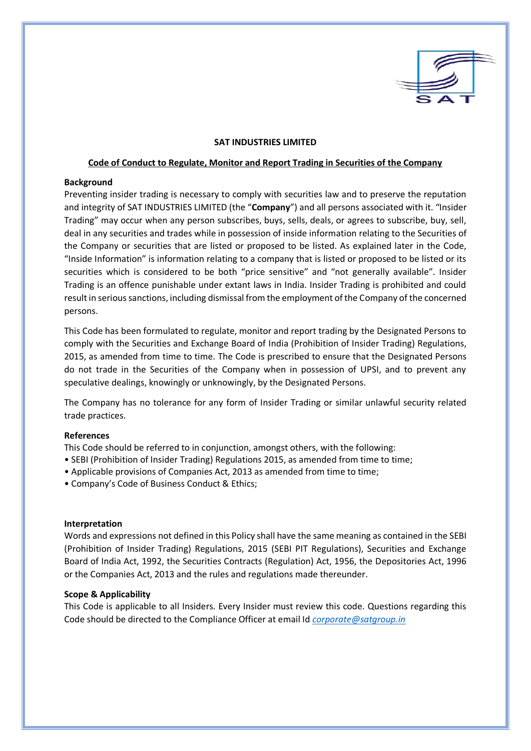**SAT INDUSTRIES LIMITED**

**Code of Conduct to Regulate, Monitor and Report Trading in Securities of the Company**

**Background**

Preventing insider trading is necessary to comply with securities law and to preserve the reputation and integrity of SAT INDUSTRIES LIMITED (the "**Company**") and all persons associated with it. "Insider Trading" may occur when any person subscribes, buys, sells, deals, or agrees to subscribe, buy, sell, deal in any securities and trades while in possession of inside information relating to the Securities of the Company or securities that are listed or proposed to be listed. As explained later in the Code, "Inside Information" is information relating to a company that is listed or proposed to be listed or its securities which is considered to be both "price sensitive" and "not generally available". Insider Trading is an offence punishable under extant laws in India. Insider Trading is prohibited and could result in serious sanctions, including dismissal from the employment of the Company of the concerned persons.

This Code has been formulated to regulate, monitor and report trading by the Designated Persons to comply with the Securities and Exchange Board of India (Prohibition of Insider Trading) Regulations, 2015, as amended from time to time. The Code is prescribed to ensure that the Designated Persons do not trade in the Securities of the Company when in possession of UPSI, and to prevent any speculative dealings, knowingly or unknowingly, by the Designated Persons.

The Company has no tolerance for any form of Insider Trading or similar unlawful security related trade practices.

**References**

This Code should be referred to in conjunction, amongst others, with the following:

- SEBI (Prohibition of Insider Trading) Regulations 2015, as amended from time to time;
- Applicable provisions of Companies Act, 2013 as amended from time to time;
- Company's Code of Business Conduct & Ethics;

**Interpretation**

Words and expressions not defined in this Policy shall have the same meaning as contained in the SEBI (Prohibition of Insider Trading) Regulations, 2015 (SEBI PIT Regulations), Securities and Exchange Board of India Act, 1992, the Securities Contracts (Regulation) Act, 1956, the Depositories Act, 1996 or the Companies Act, 2013 and the rules and regulations made thereunder.

**Scope & Applicability**

This Code is applicable to all Insiders. Every Insider must review this code. Questions regarding this Code should be directed to the Compliance Officer at email Id *corporate@satgroup.in*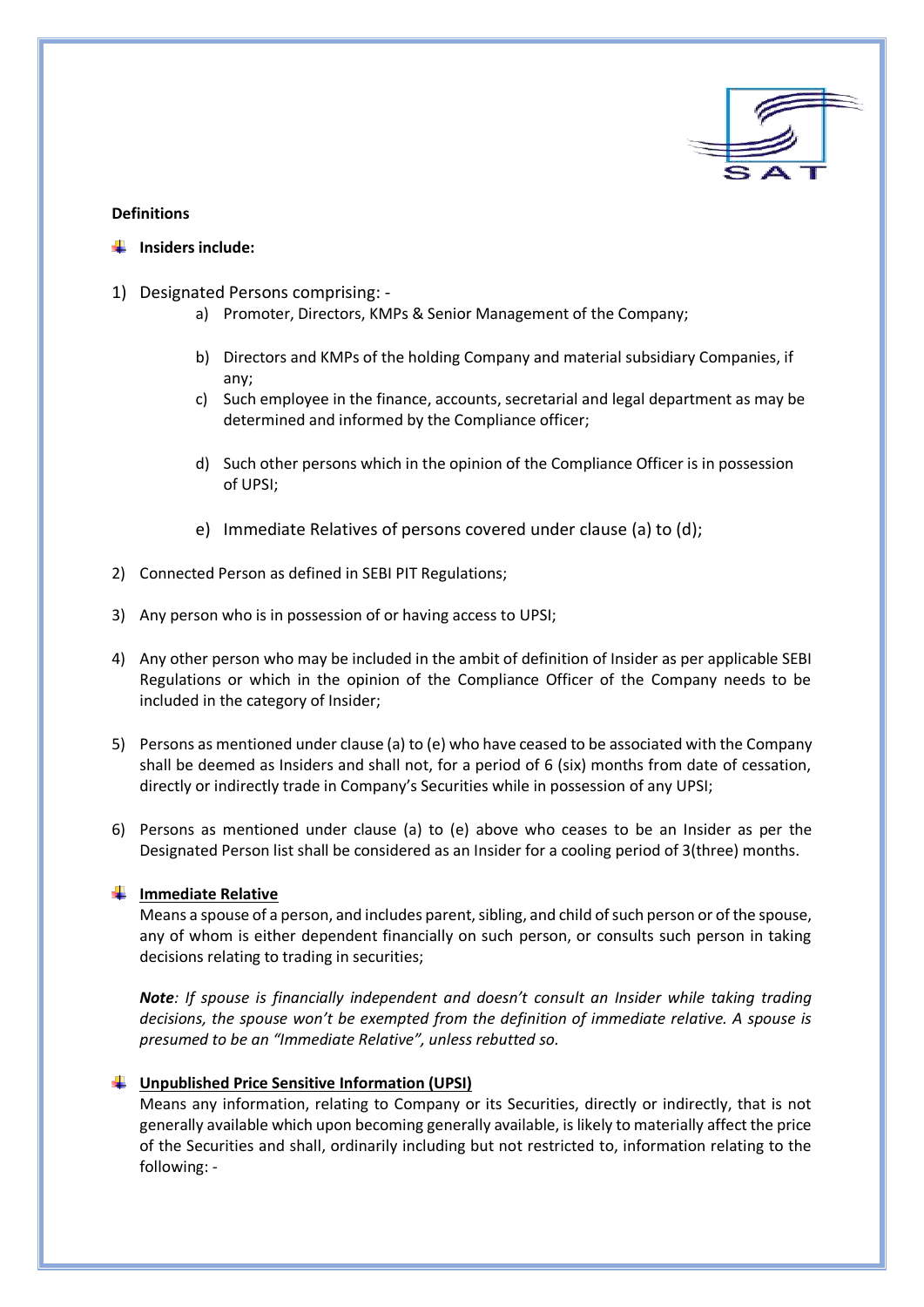**Definitions**

- **Insiders include:**

1) Designated Persons comprising: -
    a) Promoter, Directors, KMPs & Senior Management of the Company;
    b) Directors and KMPs of the holding Company and material subsidiary Companies, if any;
    c) Such employee in the finance, accounts, secretarial and legal department as may be determined and informed by the Compliance officer;
    d) Such other persons which in the opinion of the Compliance Officer is in possession of UPSI;
    e) Immediate Relatives of persons covered under clause (a) to (d);
2) Connected Person as defined in SEBI PIT Regulations;
3) Any person who is in possession of or having access to UPSI;
4) Any other person who may be included in the ambit of definition of Insider as per applicable SEBI Regulations or which in the opinion of the Compliance Officer of the Company needs to be included in the category of Insider;
5) Persons as mentioned under clause (a) to (e) who have ceased to be associated with the Company shall be deemed as Insiders and shall not, for a period of 6 (six) months from date of cessation, directly or indirectly trade in Company's Securities while in possession of any UPSI;
6) Persons as mentioned under clause (a) to (e) above who ceases to be an Insider as per the Designated Person list shall be considered as an Insider for a cooling period of 3(three) months.

- **Immediate Relative**

  Means a spouse of a person, and includes parent, sibling, and child of such person or of the spouse, any of whom is either dependent financially on such person, or consults such person in taking decisions relating to trading in securities;

  ***Note**: If spouse is financially independent and doesn't consult an Insider while taking trading decisions, the spouse won't be exempted from the definition of immediate relative. A spouse is presumed to be an "Immediate Relative", unless rebutted so.*

- **Unpublished Price Sensitive Information (UPSI)**

  Means any information, relating to Company or its Securities, directly or indirectly, that is not generally available which upon becoming generally available, is likely to materially affect the price of the Securities and shall, ordinarily including but not restricted to, information relating to the following: -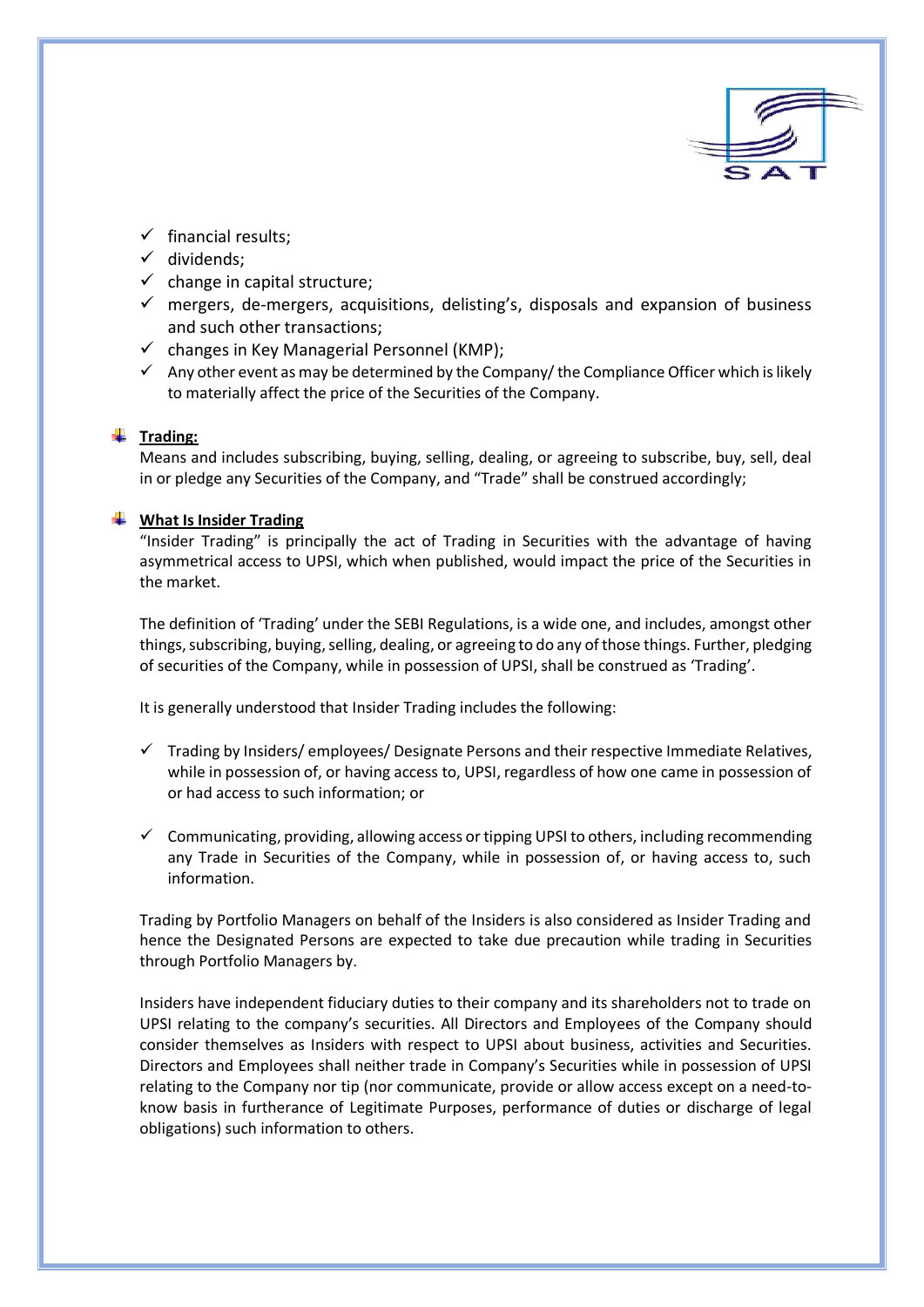- ✓ financial results;
- ✓ dividends;
- ✓ change in capital structure;
- ✓ mergers, de-mergers, acquisitions, delisting's, disposals and expansion of business and such other transactions;
- ✓ changes in Key Managerial Personnel (KMP);
- ✓ Any other event as may be determined by the Company/ the Compliance Officer which is likely to materially affect the price of the Securities of the Company.

### **Trading:**

Means and includes subscribing, buying, selling, dealing, or agreeing to subscribe, buy, sell, deal in or pledge any Securities of the Company, and "Trade" shall be construed accordingly;

### **What Is Insider Trading**

"Insider Trading" is principally the act of Trading in Securities with the advantage of having asymmetrical access to UPSI, which when published, would impact the price of the Securities in the market.

The definition of 'Trading' under the SEBI Regulations, is a wide one, and includes, amongst other things, subscribing, buying, selling, dealing, or agreeing to do any of those things. Further, pledging of securities of the Company, while in possession of UPSI, shall be construed as 'Trading'.

It is generally understood that Insider Trading includes the following:

- ✓ Trading by Insiders/ employees/ Designate Persons and their respective Immediate Relatives, while in possession of, or having access to, UPSI, regardless of how one came in possession of or had access to such information; or

- ✓ Communicating, providing, allowing access or tipping UPSI to others, including recommending any Trade in Securities of the Company, while in possession of, or having access to, such information.

Trading by Portfolio Managers on behalf of the Insiders is also considered as Insider Trading and hence the Designated Persons are expected to take due precaution while trading in Securities through Portfolio Managers by.

Insiders have independent fiduciary duties to their company and its shareholders not to trade on UPSI relating to the company's securities. All Directors and Employees of the Company should consider themselves as Insiders with respect to UPSI about business, activities and Securities. Directors and Employees shall neither trade in Company's Securities while in possession of UPSI relating to the Company nor tip (nor communicate, provide or allow access except on a need-to-know basis in furtherance of Legitimate Purposes, performance of duties or discharge of legal obligations) such information to others.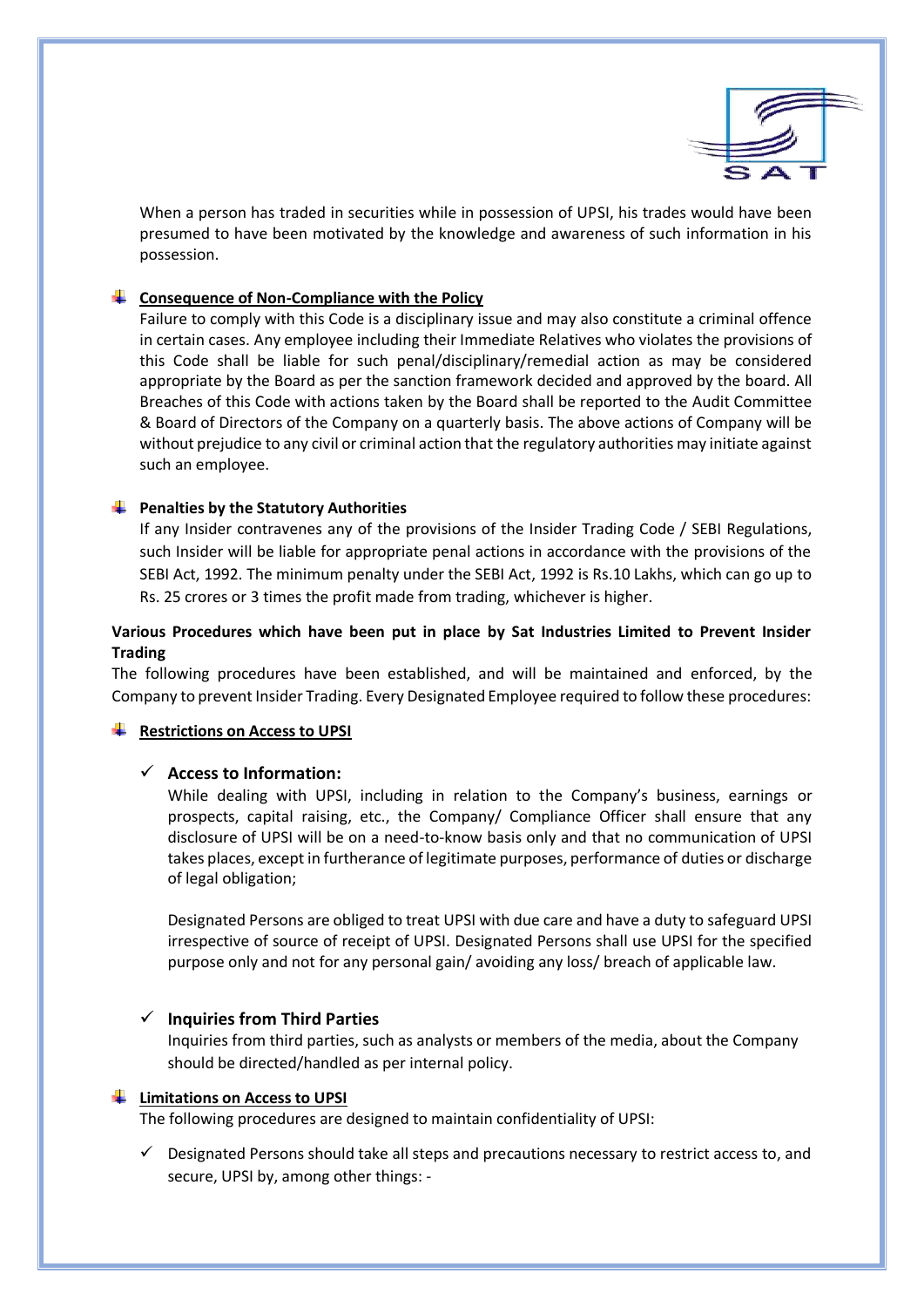When a person has traded in securities while in possession of UPSI, his trades would have been presumed to have been motivated by the knowledge and awareness of such information in his possession.

- **Consequence of Non-Compliance with the Policy**

  Failure to comply with this Code is a disciplinary issue and may also constitute a criminal offence in certain cases. Any employee including their Immediate Relatives who violates the provisions of this Code shall be liable for such penal/disciplinary/remedial action as may be considered appropriate by the Board as per the sanction framework decided and approved by the board. All Breaches of this Code with actions taken by the Board shall be reported to the Audit Committee & Board of Directors of the Company on a quarterly basis. The above actions of Company will be without prejudice to any civil or criminal action that the regulatory authorities may initiate against such an employee.

- **Penalties by the Statutory Authorities**

  If any Insider contravenes any of the provisions of the Insider Trading Code / SEBI Regulations, such Insider will be liable for appropriate penal actions in accordance with the provisions of the SEBI Act, 1992. The minimum penalty under the SEBI Act, 1992 is Rs.10 Lakhs, which can go up to Rs. 25 crores or 3 times the profit made from trading, whichever is higher.

**Various Procedures which have been put in place by Sat Industries Limited to Prevent Insider Trading**

The following procedures have been established, and will be maintained and enforced, by the Company to prevent Insider Trading. Every Designated Employee required to follow these procedures:

- **Restrictions on Access to UPSI**

  - ✓ **Access to Information:**

    While dealing with UPSI, including in relation to the Company's business, earnings or prospects, capital raising, etc., the Company/ Compliance Officer shall ensure that any disclosure of UPSI will be on a need-to-know basis only and that no communication of UPSI takes places, except in furtherance of legitimate purposes, performance of duties or discharge of legal obligation;

    Designated Persons are obliged to treat UPSI with due care and have a duty to safeguard UPSI irrespective of source of receipt of UPSI. Designated Persons shall use UPSI for the specified purpose only and not for any personal gain/ avoiding any loss/ breach of applicable law.

  - ✓ **Inquiries from Third Parties**

    Inquiries from third parties, such as analysts or members of the media, about the Company should be directed/handled as per internal policy.

- **Limitations on Access to UPSI**

  The following procedures are designed to maintain confidentiality of UPSI:

  - ✓ Designated Persons should take all steps and precautions necessary to restrict access to, and secure, UPSI by, among other things: -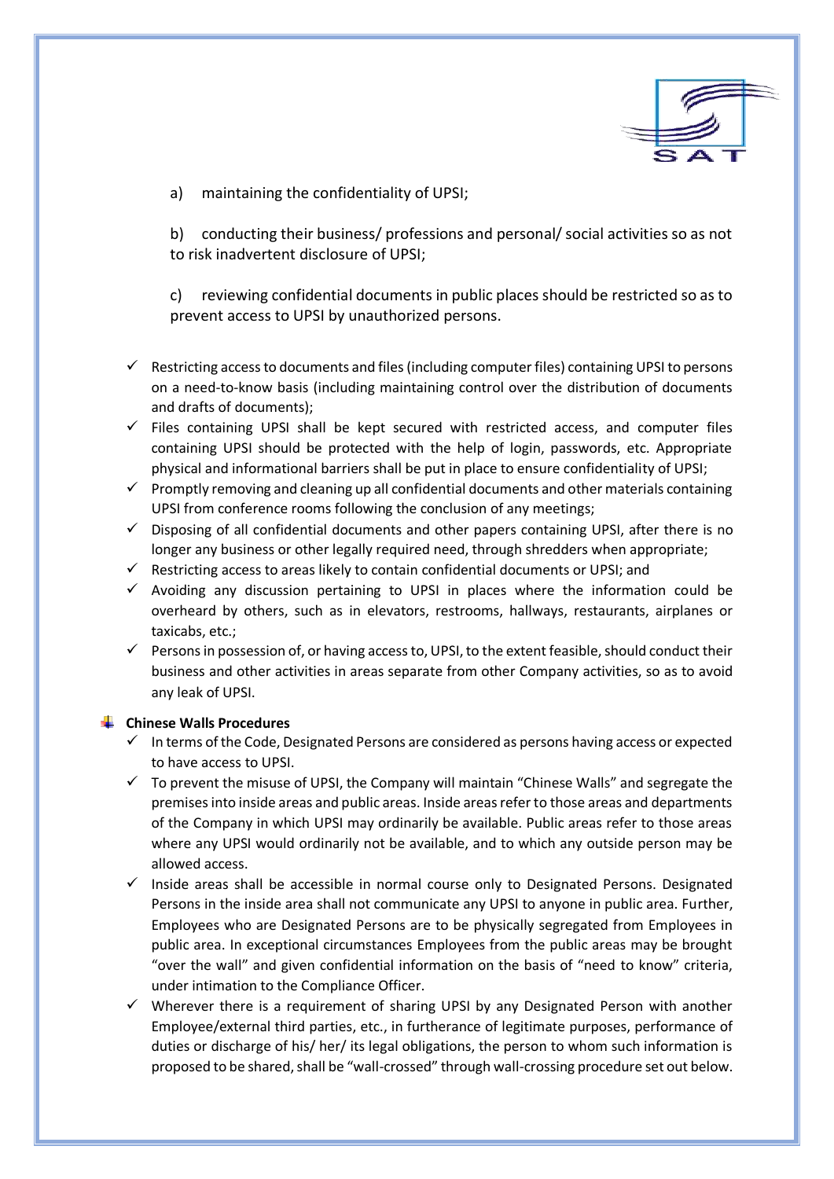a) maintaining the confidentiality of UPSI;

b) conducting their business/ professions and personal/ social activities so as not to risk inadvertent disclosure of UPSI;

c) reviewing confidential documents in public places should be restricted so as to prevent access to UPSI by unauthorized persons.

- ✓ Restricting access to documents and files (including computer files) containing UPSI to persons on a need-to-know basis (including maintaining control over the distribution of documents and drafts of documents);
- ✓ Files containing UPSI shall be kept secured with restricted access, and computer files containing UPSI should be protected with the help of login, passwords, etc. Appropriate physical and informational barriers shall be put in place to ensure confidentiality of UPSI;
- ✓ Promptly removing and cleaning up all confidential documents and other materials containing UPSI from conference rooms following the conclusion of any meetings;
- ✓ Disposing of all confidential documents and other papers containing UPSI, after there is no longer any business or other legally required need, through shredders when appropriate;
- ✓ Restricting access to areas likely to contain confidential documents or UPSI; and
- ✓ Avoiding any discussion pertaining to UPSI in places where the information could be overheard by others, such as in elevators, restrooms, hallways, restaurants, airplanes or taxicabs, etc.;
- ✓ Persons in possession of, or having access to, UPSI, to the extent feasible, should conduct their business and other activities in areas separate from other Company activities, so as to avoid any leak of UPSI.

**Chinese Walls Procedures**

- ✓ In terms of the Code, Designated Persons are considered as persons having access or expected to have access to UPSI.
- ✓ To prevent the misuse of UPSI, the Company will maintain "Chinese Walls" and segregate the premises into inside areas and public areas. Inside areas refer to those areas and departments of the Company in which UPSI may ordinarily be available. Public areas refer to those areas where any UPSI would ordinarily not be available, and to which any outside person may be allowed access.
- ✓ Inside areas shall be accessible in normal course only to Designated Persons. Designated Persons in the inside area shall not communicate any UPSI to anyone in public area. Further, Employees who are Designated Persons are to be physically segregated from Employees in public area. In exceptional circumstances Employees from the public areas may be brought "over the wall" and given confidential information on the basis of "need to know" criteria, under intimation to the Compliance Officer.
- ✓ Wherever there is a requirement of sharing UPSI by any Designated Person with another Employee/external third parties, etc., in furtherance of legitimate purposes, performance of duties or discharge of his/ her/ its legal obligations, the person to whom such information is proposed to be shared, shall be "wall-crossed" through wall-crossing procedure set out below.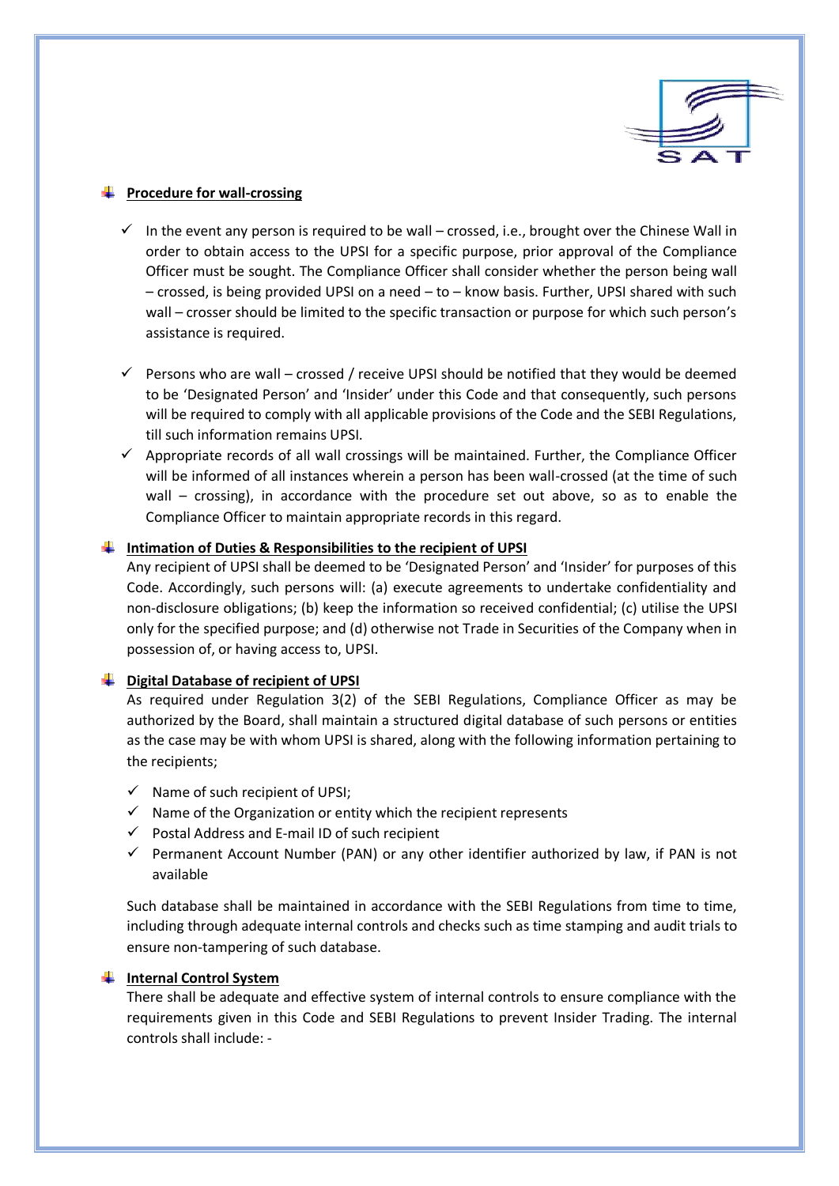- **Procedure for wall-crossing**

  - ✓ In the event any person is required to be wall – crossed, i.e., brought over the Chinese Wall in order to obtain access to the UPSI for a specific purpose, prior approval of the Compliance Officer must be sought. The Compliance Officer shall consider whether the person being wall – crossed, is being provided UPSI on a need – to – know basis. Further, UPSI shared with such wall – crosser should be limited to the specific transaction or purpose for which such person's assistance is required.

  - ✓ Persons who are wall – crossed / receive UPSI should be notified that they would be deemed to be 'Designated Person' and 'Insider' under this Code and that consequently, such persons will be required to comply with all applicable provisions of the Code and the SEBI Regulations, till such information remains UPSI.
  - ✓ Appropriate records of all wall crossings will be maintained. Further, the Compliance Officer will be informed of all instances wherein a person has been wall-crossed (at the time of such wall – crossing), in accordance with the procedure set out above, so as to enable the Compliance Officer to maintain appropriate records in this regard.

- **Intimation of Duties & Responsibilities to the recipient of UPSI**

  Any recipient of UPSI shall be deemed to be 'Designated Person' and 'Insider' for purposes of this Code. Accordingly, such persons will: (a) execute agreements to undertake confidentiality and non-disclosure obligations; (b) keep the information so received confidential; (c) utilise the UPSI only for the specified purpose; and (d) otherwise not Trade in Securities of the Company when in possession of, or having access to, UPSI.

- **Digital Database of recipient of UPSI**

  As required under Regulation 3(2) of the SEBI Regulations, Compliance Officer as may be authorized by the Board, shall maintain a structured digital database of such persons or entities as the case may be with whom UPSI is shared, along with the following information pertaining to the recipients;

  - ✓ Name of such recipient of UPSI;
  - ✓ Name of the Organization or entity which the recipient represents
  - ✓ Postal Address and E-mail ID of such recipient
  - ✓ Permanent Account Number (PAN) or any other identifier authorized by law, if PAN is not available

  Such database shall be maintained in accordance with the SEBI Regulations from time to time, including through adequate internal controls and checks such as time stamping and audit trials to ensure non-tampering of such database.

- **Internal Control System**

  There shall be adequate and effective system of internal controls to ensure compliance with the requirements given in this Code and SEBI Regulations to prevent Insider Trading. The internal controls shall include: -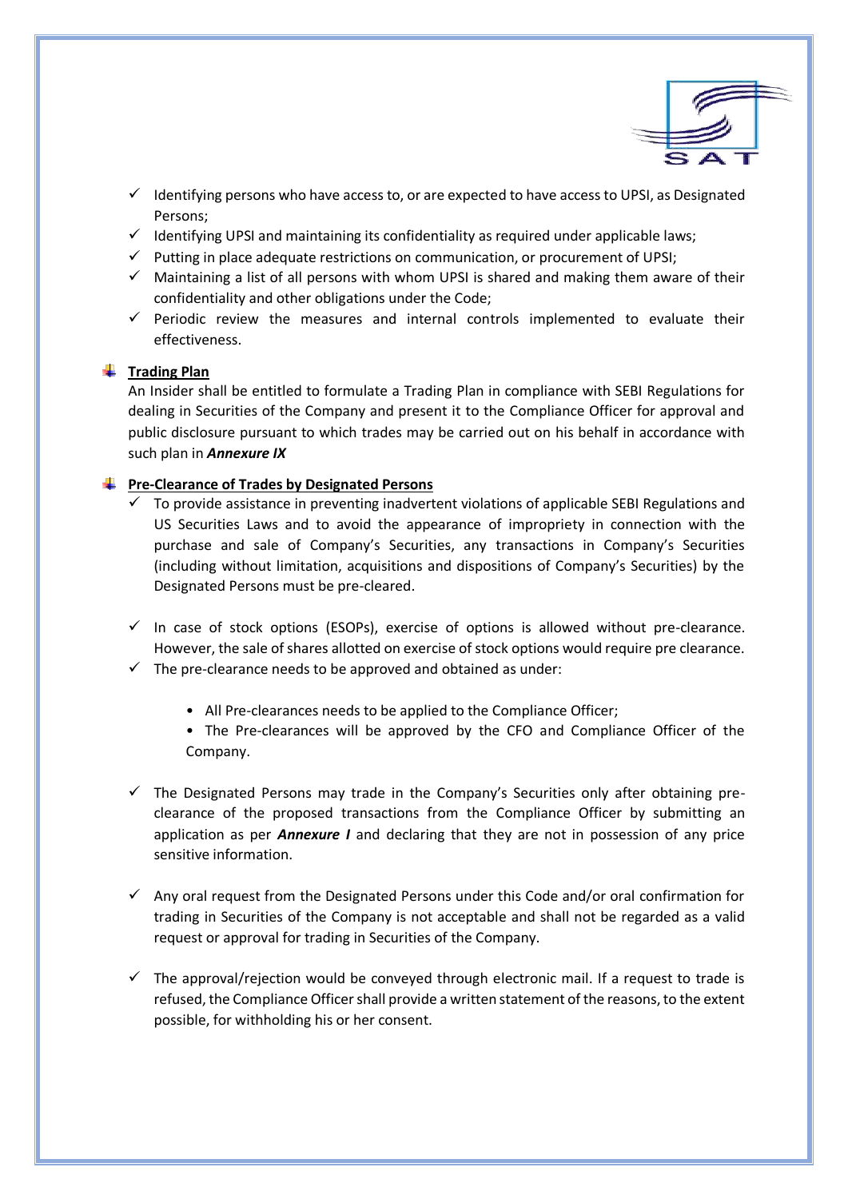- ✓ Identifying persons who have access to, or are expected to have access to UPSI, as Designated Persons;
- ✓ Identifying UPSI and maintaining its confidentiality as required under applicable laws;
- ✓ Putting in place adequate restrictions on communication, or procurement of UPSI;
- ✓ Maintaining a list of all persons with whom UPSI is shared and making them aware of their confidentiality and other obligations under the Code;
- ✓ Periodic review the measures and internal controls implemented to evaluate their effectiveness.

**Trading Plan**

An Insider shall be entitled to formulate a Trading Plan in compliance with SEBI Regulations for dealing in Securities of the Company and present it to the Compliance Officer for approval and public disclosure pursuant to which trades may be carried out on his behalf in accordance with such plan in ***Annexure IX***

**Pre-Clearance of Trades by Designated Persons**

- ✓ To provide assistance in preventing inadvertent violations of applicable SEBI Regulations and US Securities Laws and to avoid the appearance of impropriety in connection with the purchase and sale of Company's Securities, any transactions in Company's Securities (including without limitation, acquisitions and dispositions of Company's Securities) by the Designated Persons must be pre-cleared.

- ✓ In case of stock options (ESOPs), exercise of options is allowed without pre-clearance. However, the sale of shares allotted on exercise of stock options would require pre clearance.
- ✓ The pre-clearance needs to be approved and obtained as under:

    - All Pre-clearances needs to be applied to the Compliance Officer;
    - The Pre-clearances will be approved by the CFO and Compliance Officer of the Company.

- ✓ The Designated Persons may trade in the Company's Securities only after obtaining pre-clearance of the proposed transactions from the Compliance Officer by submitting an application as per ***Annexure I*** and declaring that they are not in possession of any price sensitive information.

- ✓ Any oral request from the Designated Persons under this Code and/or oral confirmation for trading in Securities of the Company is not acceptable and shall not be regarded as a valid request or approval for trading in Securities of the Company.

- ✓ The approval/rejection would be conveyed through electronic mail. If a request to trade is refused, the Compliance Officer shall provide a written statement of the reasons, to the extent possible, for withholding his or her consent.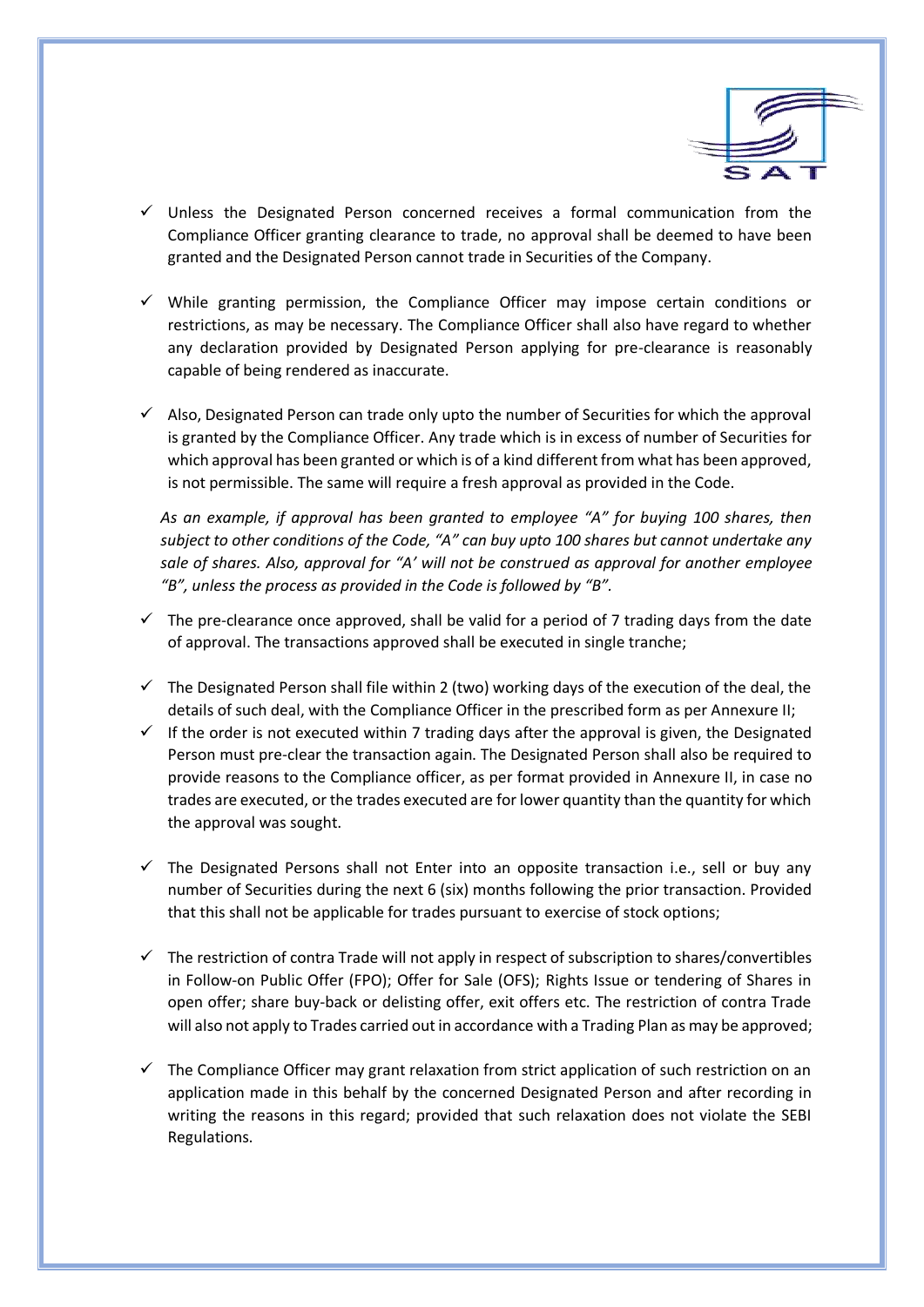- ✓ Unless the Designated Person concerned receives a formal communication from the Compliance Officer granting clearance to trade, no approval shall be deemed to have been granted and the Designated Person cannot trade in Securities of the Company.

- ✓ While granting permission, the Compliance Officer may impose certain conditions or restrictions, as may be necessary. The Compliance Officer shall also have regard to whether any declaration provided by Designated Person applying for pre-clearance is reasonably capable of being rendered as inaccurate.

- ✓ Also, Designated Person can trade only upto the number of Securities for which the approval is granted by the Compliance Officer. Any trade which is in excess of number of Securities for which approval has been granted or which is of a kind different from what has been approved, is not permissible. The same will require a fresh approval as provided in the Code.

  *As an example, if approval has been granted to employee "A" for buying 100 shares, then subject to other conditions of the Code, "A" can buy upto 100 shares but cannot undertake any sale of shares. Also, approval for "A' will not be construed as approval for another employee "B", unless the process as provided in the Code is followed by "B".*

- ✓ The pre-clearance once approved, shall be valid for a period of 7 trading days from the date of approval. The transactions approved shall be executed in single tranche;

- ✓ The Designated Person shall file within 2 (two) working days of the execution of the deal, the details of such deal, with the Compliance Officer in the prescribed form as per Annexure II;
- ✓ If the order is not executed within 7 trading days after the approval is given, the Designated Person must pre-clear the transaction again. The Designated Person shall also be required to provide reasons to the Compliance officer, as per format provided in Annexure II, in case no trades are executed, or the trades executed are for lower quantity than the quantity for which the approval was sought.

- ✓ The Designated Persons shall not Enter into an opposite transaction i.e., sell or buy any number of Securities during the next 6 (six) months following the prior transaction. Provided that this shall not be applicable for trades pursuant to exercise of stock options;

- ✓ The restriction of contra Trade will not apply in respect of subscription to shares/convertibles in Follow-on Public Offer (FPO); Offer for Sale (OFS); Rights Issue or tendering of Shares in open offer; share buy-back or delisting offer, exit offers etc. The restriction of contra Trade will also not apply to Trades carried out in accordance with a Trading Plan as may be approved;

- ✓ The Compliance Officer may grant relaxation from strict application of such restriction on an application made in this behalf by the concerned Designated Person and after recording in writing the reasons in this regard; provided that such relaxation does not violate the SEBI Regulations.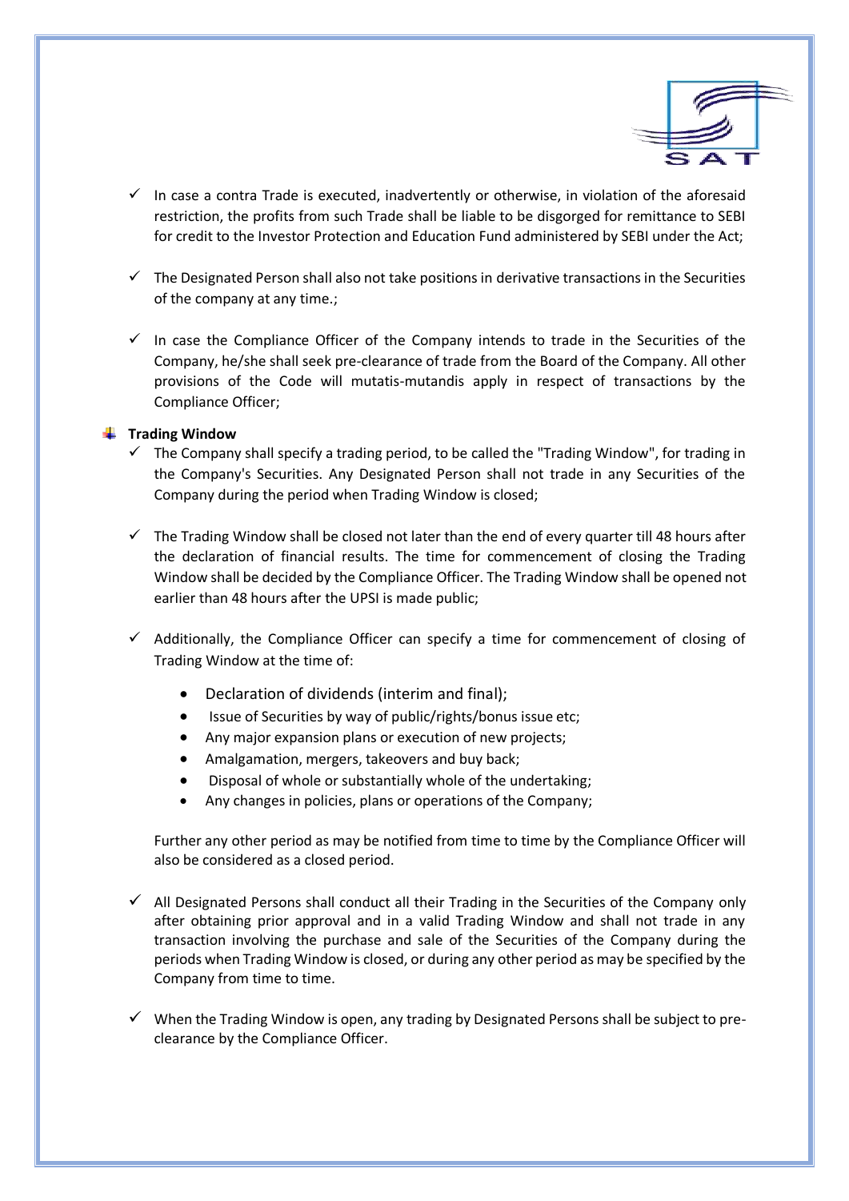- In case a contra Trade is executed, inadvertently or otherwise, in violation of the aforesaid restriction, the profits from such Trade shall be liable to be disgorged for remittance to SEBI for credit to the Investor Protection and Education Fund administered by SEBI under the Act;

- The Designated Person shall also not take positions in derivative transactions in the Securities of the company at any time.;

- In case the Compliance Officer of the Company intends to trade in the Securities of the Company, he/she shall seek pre-clearance of trade from the Board of the Company. All other provisions of the Code will mutatis-mutandis apply in respect of transactions by the Compliance Officer;

**Trading Window**

- The Company shall specify a trading period, to be called the "Trading Window", for trading in the Company's Securities. Any Designated Person shall not trade in any Securities of the Company during the period when Trading Window is closed;

- The Trading Window shall be closed not later than the end of every quarter till 48 hours after the declaration of financial results. The time for commencement of closing the Trading Window shall be decided by the Compliance Officer. The Trading Window shall be opened not earlier than 48 hours after the UPSI is made public;

- Additionally, the Compliance Officer can specify a time for commencement of closing of Trading Window at the time of:

    - Declaration of dividends (interim and final);
    - Issue of Securities by way of public/rights/bonus issue etc;
    - Any major expansion plans or execution of new projects;
    - Amalgamation, mergers, takeovers and buy back;
    - Disposal of whole or substantially whole of the undertaking;
    - Any changes in policies, plans or operations of the Company;

  Further any other period as may be notified from time to time by the Compliance Officer will also be considered as a closed period.

- All Designated Persons shall conduct all their Trading in the Securities of the Company only after obtaining prior approval and in a valid Trading Window and shall not trade in any transaction involving the purchase and sale of the Securities of the Company during the periods when Trading Window is closed, or during any other period as may be specified by the Company from time to time.

- When the Trading Window is open, any trading by Designated Persons shall be subject to pre-clearance by the Compliance Officer.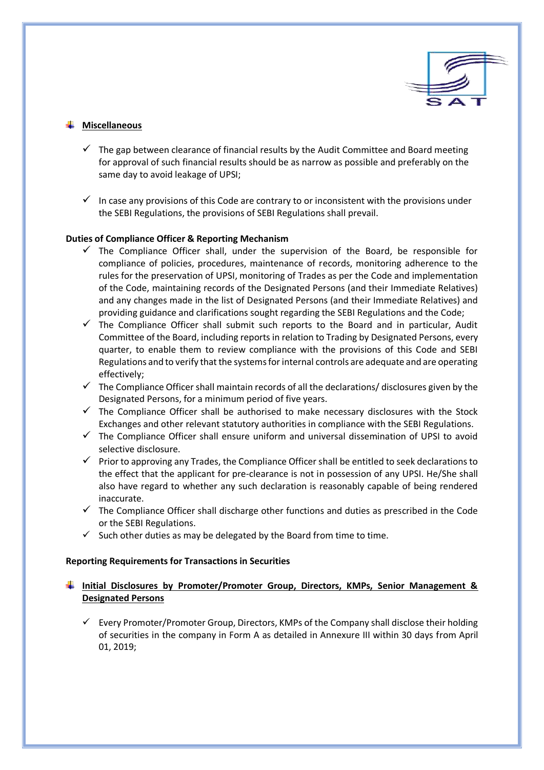## Miscellaneous

- ✓ The gap between clearance of financial results by the Audit Committee and Board meeting for approval of such financial results should be as narrow as possible and preferably on the same day to avoid leakage of UPSI;

- ✓ In case any provisions of this Code are contrary to or inconsistent with the provisions under the SEBI Regulations, the provisions of SEBI Regulations shall prevail.

**Duties of Compliance Officer & Reporting Mechanism**

- ✓ The Compliance Officer shall, under the supervision of the Board, be responsible for compliance of policies, procedures, maintenance of records, monitoring adherence to the rules for the preservation of UPSI, monitoring of Trades as per the Code and implementation of the Code, maintaining records of the Designated Persons (and their Immediate Relatives) and any changes made in the list of Designated Persons (and their Immediate Relatives) and providing guidance and clarifications sought regarding the SEBI Regulations and the Code;
- ✓ The Compliance Officer shall submit such reports to the Board and in particular, Audit Committee of the Board, including reports in relation to Trading by Designated Persons, every quarter, to enable them to review compliance with the provisions of this Code and SEBI Regulations and to verify that the systems for internal controls are adequate and are operating effectively;
- ✓ The Compliance Officer shall maintain records of all the declarations/ disclosures given by the Designated Persons, for a minimum period of five years.
- ✓ The Compliance Officer shall be authorised to make necessary disclosures with the Stock Exchanges and other relevant statutory authorities in compliance with the SEBI Regulations.
- ✓ The Compliance Officer shall ensure uniform and universal dissemination of UPSI to avoid selective disclosure.
- ✓ Prior to approving any Trades, the Compliance Officer shall be entitled to seek declarations to the effect that the applicant for pre-clearance is not in possession of any UPSI. He/She shall also have regard to whether any such declaration is reasonably capable of being rendered inaccurate.
- ✓ The Compliance Officer shall discharge other functions and duties as prescribed in the Code or the SEBI Regulations.
- ✓ Such other duties as may be delegated by the Board from time to time.

**Reporting Requirements for Transactions in Securities**

## Initial Disclosures by Promoter/Promoter Group, Directors, KMPs, Senior Management & Designated Persons

- ✓ Every Promoter/Promoter Group, Directors, KMPs of the Company shall disclose their holding of securities in the company in Form A as detailed in Annexure III within 30 days from April 01, 2019;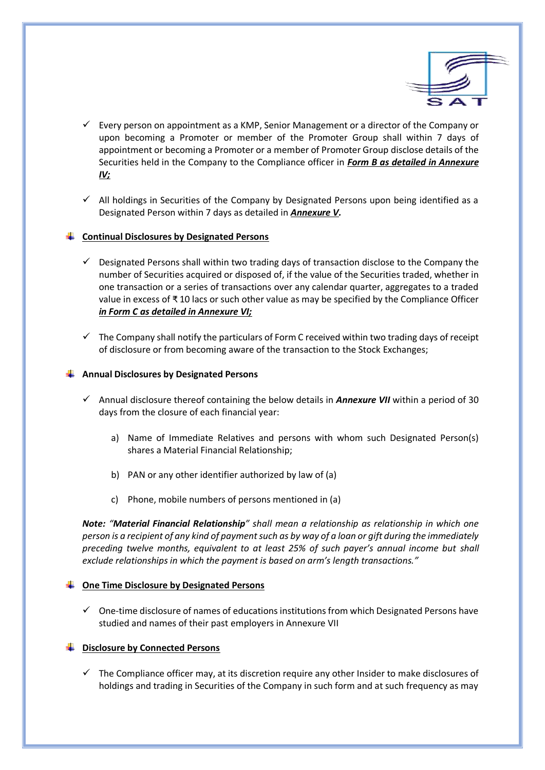- ✓ Every person on appointment as a KMP, Senior Management or a director of the Company or upon becoming a Promoter or member of the Promoter Group shall within 7 days of appointment or becoming a Promoter or a member of Promoter Group disclose details of the Securities held in the Company to the Compliance officer in ***Form B as detailed in Annexure IV;***

- ✓ All holdings in Securities of the Company by Designated Persons upon being identified as a Designated Person within 7 days as detailed in ***Annexure V.***

**Continual Disclosures by Designated Persons**

- ✓ Designated Persons shall within two trading days of transaction disclose to the Company the number of Securities acquired or disposed of, if the value of the Securities traded, whether in one transaction or a series of transactions over any calendar quarter, aggregates to a traded value in excess of ₹ 10 lacs or such other value as may be specified by the Compliance Officer ***in Form C as detailed in Annexure VI;***

- ✓ The Company shall notify the particulars of Form C received within two trading days of receipt of disclosure or from becoming aware of the transaction to the Stock Exchanges;

**Annual Disclosures by Designated Persons**

- ✓ Annual disclosure thereof containing the below details in ***Annexure VII*** within a period of 30 days from the closure of each financial year:

  a) Name of Immediate Relatives and persons with whom such Designated Person(s) shares a Material Financial Relationship;

  b) PAN or any other identifier authorized by law of (a)

  c) Phone, mobile numbers of persons mentioned in (a)

***Note:*** *"**Material Financial Relationship**" shall mean a relationship as relationship in which one person is a recipient of any kind of payment such as by way of a loan or gift during the immediately preceding twelve months, equivalent to at least 25% of such payer's annual income but shall exclude relationships in which the payment is based on arm's length transactions."*

**One Time Disclosure by Designated Persons**

- ✓ One-time disclosure of names of educations institutions from which Designated Persons have studied and names of their past employers in Annexure VII

**Disclosure by Connected Persons**

- ✓ The Compliance officer may, at its discretion require any other Insider to make disclosures of holdings and trading in Securities of the Company in such form and at such frequency as may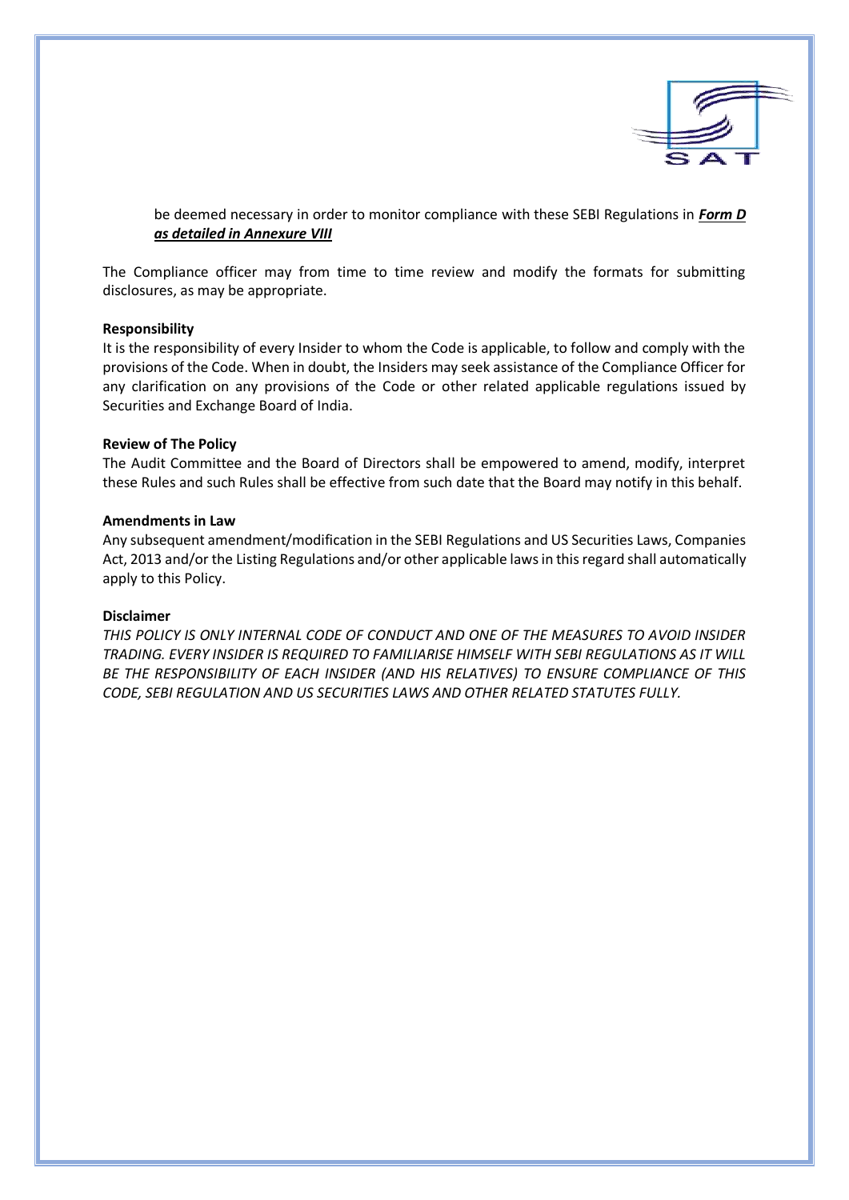be deemed necessary in order to monitor compliance with these SEBI Regulations in ***Form D as detailed in Annexure VIII***

The Compliance officer may from time to time review and modify the formats for submitting disclosures, as may be appropriate.

**Responsibility**

It is the responsibility of every Insider to whom the Code is applicable, to follow and comply with the provisions of the Code. When in doubt, the Insiders may seek assistance of the Compliance Officer for any clarification on any provisions of the Code or other related applicable regulations issued by Securities and Exchange Board of India.

**Review of The Policy**

The Audit Committee and the Board of Directors shall be empowered to amend, modify, interpret these Rules and such Rules shall be effective from such date that the Board may notify in this behalf.

**Amendments in Law**

Any subsequent amendment/modification in the SEBI Regulations and US Securities Laws, Companies Act, 2013 and/or the Listing Regulations and/or other applicable laws in this regard shall automatically apply to this Policy.

**Disclaimer**

*THIS POLICY IS ONLY INTERNAL CODE OF CONDUCT AND ONE OF THE MEASURES TO AVOID INSIDER TRADING. EVERY INSIDER IS REQUIRED TO FAMILIARISE HIMSELF WITH SEBI REGULATIONS AS IT WILL BE THE RESPONSIBILITY OF EACH INSIDER (AND HIS RELATIVES) TO ENSURE COMPLIANCE OF THIS CODE, SEBI REGULATION AND US SECURITIES LAWS AND OTHER RELATED STATUTES FULLY.*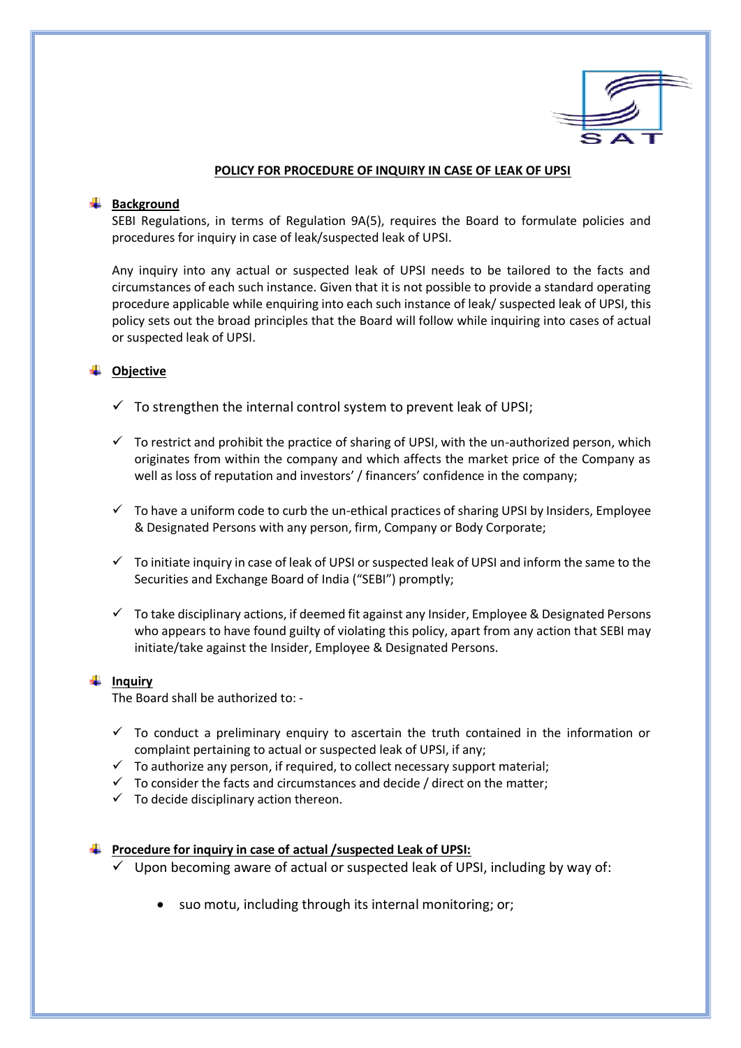## POLICY FOR PROCEDURE OF INQUIRY IN CASE OF LEAK OF UPSI

### Background

SEBI Regulations, in terms of Regulation 9A(5), requires the Board to formulate policies and procedures for inquiry in case of leak/suspected leak of UPSI.

Any inquiry into any actual or suspected leak of UPSI needs to be tailored to the facts and circumstances of each such instance. Given that it is not possible to provide a standard operating procedure applicable while enquiring into each such instance of leak/ suspected leak of UPSI, this policy sets out the broad principles that the Board will follow while inquiring into cases of actual or suspected leak of UPSI.

### Objective

- ✓ To strengthen the internal control system to prevent leak of UPSI;
- ✓ To restrict and prohibit the practice of sharing of UPSI, with the un-authorized person, which originates from within the company and which affects the market price of the Company as well as loss of reputation and investors' / financers' confidence in the company;
- ✓ To have a uniform code to curb the un-ethical practices of sharing UPSI by Insiders, Employee & Designated Persons with any person, firm, Company or Body Corporate;
- ✓ To initiate inquiry in case of leak of UPSI or suspected leak of UPSI and inform the same to the Securities and Exchange Board of India ("SEBI") promptly;
- ✓ To take disciplinary actions, if deemed fit against any Insider, Employee & Designated Persons who appears to have found guilty of violating this policy, apart from any action that SEBI may initiate/take against the Insider, Employee & Designated Persons.

### Inquiry

The Board shall be authorized to: -

- ✓ To conduct a preliminary enquiry to ascertain the truth contained in the information or complaint pertaining to actual or suspected leak of UPSI, if any;
- ✓ To authorize any person, if required, to collect necessary support material;
- ✓ To consider the facts and circumstances and decide / direct on the matter;
- ✓ To decide disciplinary action thereon.

### Procedure for inquiry in case of actual /suspected Leak of UPSI:

- ✓ Upon becoming aware of actual or suspected leak of UPSI, including by way of:
  - suo motu, including through its internal monitoring; or;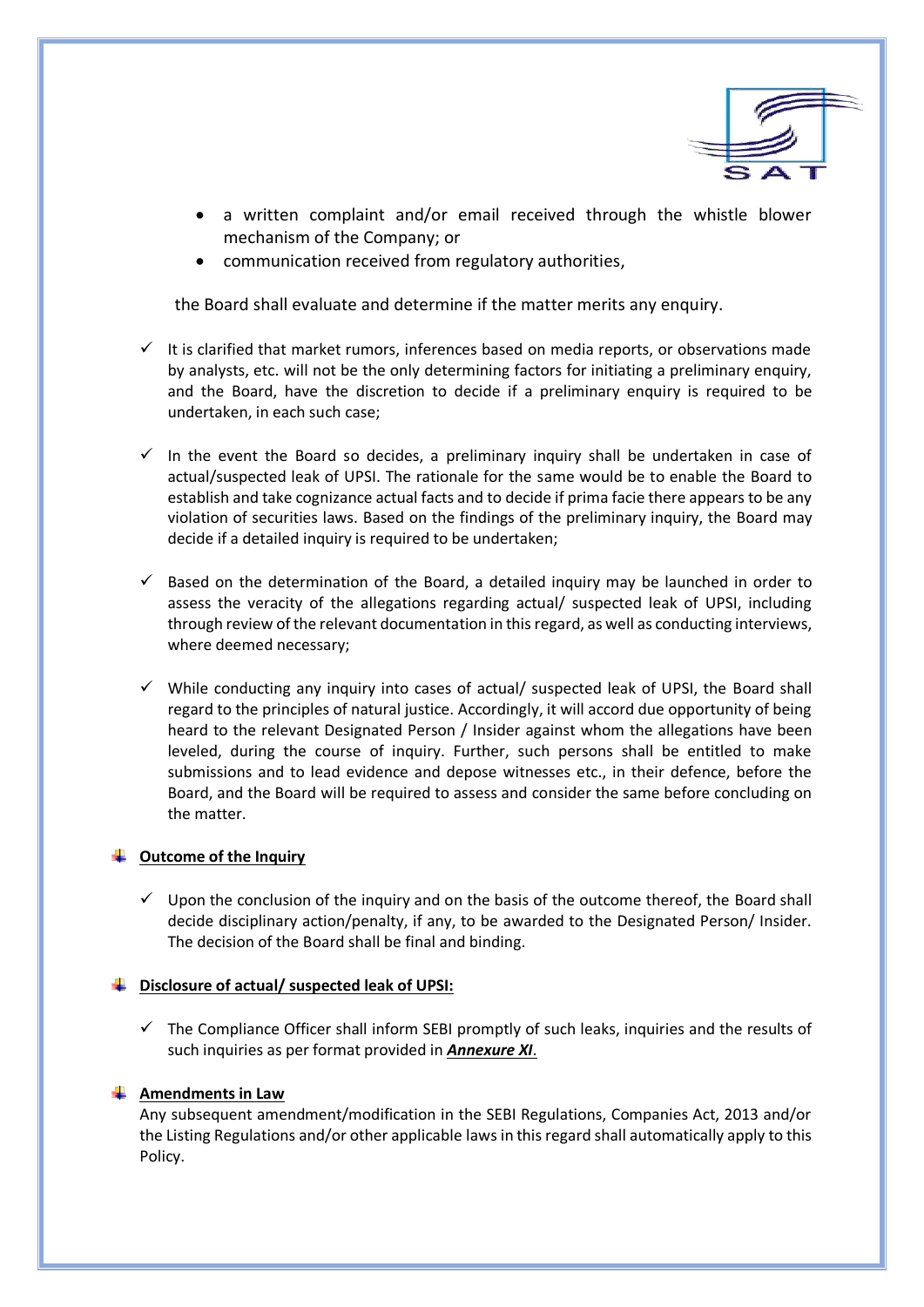- a written complaint and/or email received through the whistle blower mechanism of the Company; or
- communication received from regulatory authorities,

the Board shall evaluate and determine if the matter merits any enquiry.

- ✓ It is clarified that market rumors, inferences based on media reports, or observations made by analysts, etc. will not be the only determining factors for initiating a preliminary enquiry, and the Board, have the discretion to decide if a preliminary enquiry is required to be undertaken, in each such case;

- ✓ In the event the Board so decides, a preliminary inquiry shall be undertaken in case of actual/suspected leak of UPSI. The rationale for the same would be to enable the Board to establish and take cognizance actual facts and to decide if prima facie there appears to be any violation of securities laws. Based on the findings of the preliminary inquiry, the Board may decide if a detailed inquiry is required to be undertaken;

- ✓ Based on the determination of the Board, a detailed inquiry may be launched in order to assess the veracity of the allegations regarding actual/ suspected leak of UPSI, including through review of the relevant documentation in this regard, as well as conducting interviews, where deemed necessary;

- ✓ While conducting any inquiry into cases of actual/ suspected leak of UPSI, the Board shall regard to the principles of natural justice. Accordingly, it will accord due opportunity of being heard to the relevant Designated Person / Insider against whom the allegations have been leveled, during the course of inquiry. Further, such persons shall be entitled to make submissions and to lead evidence and depose witnesses etc., in their defence, before the Board, and the Board will be required to assess and consider the same before concluding on the matter.

**<u>Outcome of the Inquiry</u>**

- ✓ Upon the conclusion of the inquiry and on the basis of the outcome thereof, the Board shall decide disciplinary action/penalty, if any, to be awarded to the Designated Person/ Insider. The decision of the Board shall be final and binding.

**<u>Disclosure of actual/ suspected leak of UPSI:</u>**

- ✓ The Compliance Officer shall inform SEBI promptly of such leaks, inquiries and the results of such inquiries as per format provided in ***<u>Annexure XI</u>***.

**<u>Amendments in Law</u>**

Any subsequent amendment/modification in the SEBI Regulations, Companies Act, 2013 and/or the Listing Regulations and/or other applicable laws in this regard shall automatically apply to this Policy.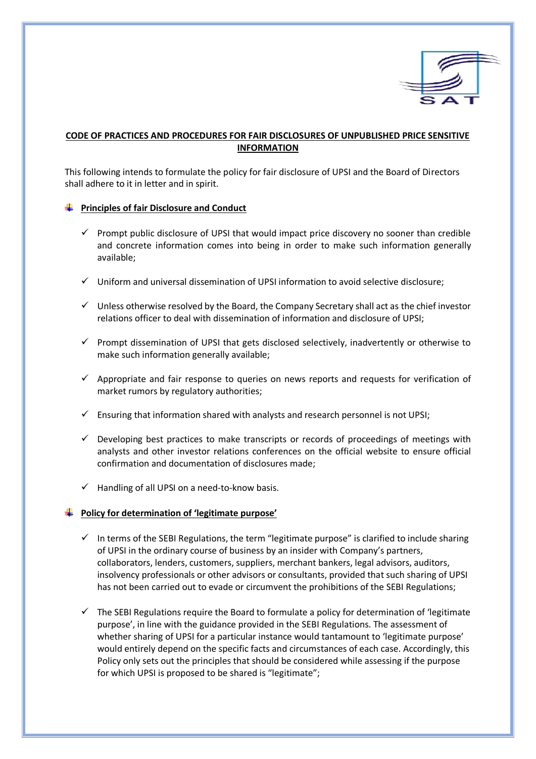## CODE OF PRACTICES AND PROCEDURES FOR FAIR DISCLOSURES OF UNPUBLISHED PRICE SENSITIVE INFORMATION

This following intends to formulate the policy for fair disclosure of UPSI and the Board of Directors shall adhere to it in letter and in spirit.

### Principles of fair Disclosure and Conduct

- ✓ Prompt public disclosure of UPSI that would impact price discovery no sooner than credible and concrete information comes into being in order to make such information generally available;
- ✓ Uniform and universal dissemination of UPSI information to avoid selective disclosure;
- ✓ Unless otherwise resolved by the Board, the Company Secretary shall act as the chief investor relations officer to deal with dissemination of information and disclosure of UPSI;
- ✓ Prompt dissemination of UPSI that gets disclosed selectively, inadvertently or otherwise to make such information generally available;
- ✓ Appropriate and fair response to queries on news reports and requests for verification of market rumors by regulatory authorities;
- ✓ Ensuring that information shared with analysts and research personnel is not UPSI;
- ✓ Developing best practices to make transcripts or records of proceedings of meetings with analysts and other investor relations conferences on the official website to ensure official confirmation and documentation of disclosures made;
- ✓ Handling of all UPSI on a need-to-know basis.

### Policy for determination of 'legitimate purpose'

- ✓ In terms of the SEBI Regulations, the term "legitimate purpose" is clarified to include sharing of UPSI in the ordinary course of business by an insider with Company's partners, collaborators, lenders, customers, suppliers, merchant bankers, legal advisors, auditors, insolvency professionals or other advisors or consultants, provided that such sharing of UPSI has not been carried out to evade or circumvent the prohibitions of the SEBI Regulations;
- ✓ The SEBI Regulations require the Board to formulate a policy for determination of 'legitimate purpose', in line with the guidance provided in the SEBI Regulations. The assessment of whether sharing of UPSI for a particular instance would tantamount to 'legitimate purpose' would entirely depend on the specific facts and circumstances of each case. Accordingly, this Policy only sets out the principles that should be considered while assessing if the purpose for which UPSI is proposed to be shared is "legitimate";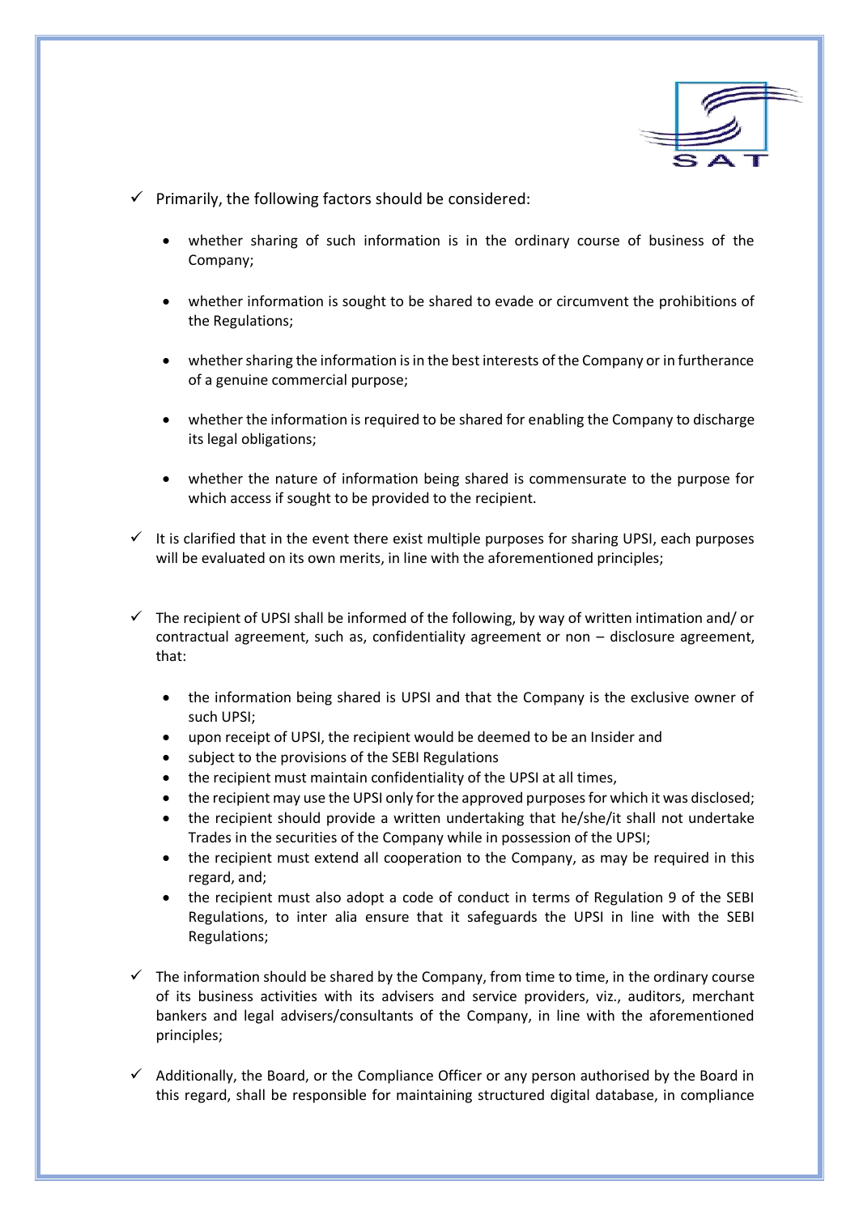- ✓ Primarily, the following factors should be considered:

  - whether sharing of such information is in the ordinary course of business of the Company;

  - whether information is sought to be shared to evade or circumvent the prohibitions of the Regulations;

  - whether sharing the information is in the best interests of the Company or in furtherance of a genuine commercial purpose;

  - whether the information is required to be shared for enabling the Company to discharge its legal obligations;

  - whether the nature of information being shared is commensurate to the purpose for which access if sought to be provided to the recipient.

- ✓ It is clarified that in the event there exist multiple purposes for sharing UPSI, each purposes will be evaluated on its own merits, in line with the aforementioned principles;

- ✓ The recipient of UPSI shall be informed of the following, by way of written intimation and/ or contractual agreement, such as, confidentiality agreement or non – disclosure agreement, that:

  - the information being shared is UPSI and that the Company is the exclusive owner of such UPSI;
  - upon receipt of UPSI, the recipient would be deemed to be an Insider and
  - subject to the provisions of the SEBI Regulations
  - the recipient must maintain confidentiality of the UPSI at all times,
  - the recipient may use the UPSI only for the approved purposes for which it was disclosed;
  - the recipient should provide a written undertaking that he/she/it shall not undertake Trades in the securities of the Company while in possession of the UPSI;
  - the recipient must extend all cooperation to the Company, as may be required in this regard, and;
  - the recipient must also adopt a code of conduct in terms of Regulation 9 of the SEBI Regulations, to inter alia ensure that it safeguards the UPSI in line with the SEBI Regulations;

- ✓ The information should be shared by the Company, from time to time, in the ordinary course of its business activities with its advisers and service providers, viz., auditors, merchant bankers and legal advisers/consultants of the Company, in line with the aforementioned principles;

- ✓ Additionally, the Board, or the Compliance Officer or any person authorised by the Board in this regard, shall be responsible for maintaining structured digital database, in compliance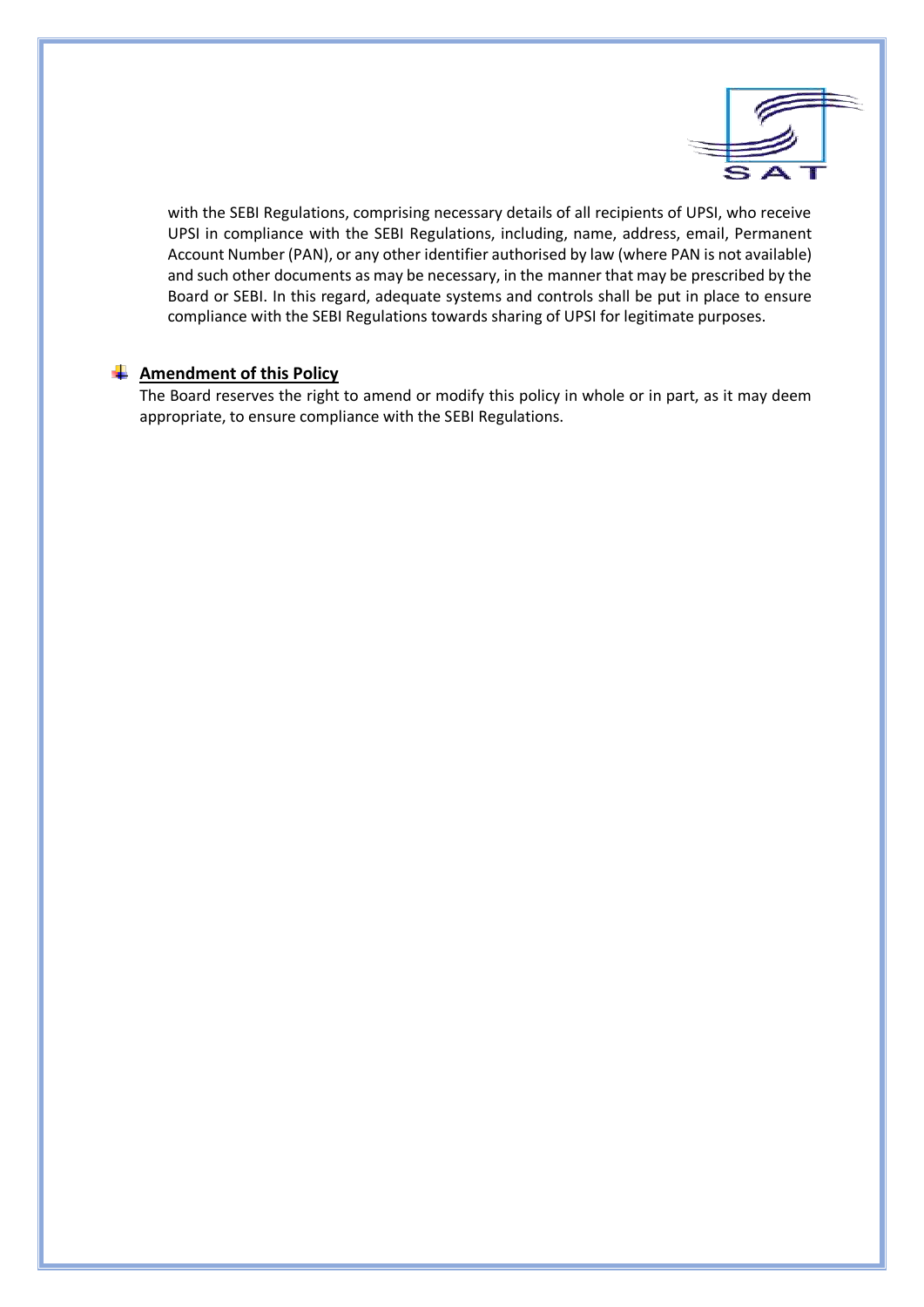with the SEBI Regulations, comprising necessary details of all recipients of UPSI, who receive UPSI in compliance with the SEBI Regulations, including, name, address, email, Permanent Account Number (PAN), or any other identifier authorised by law (where PAN is not available) and such other documents as may be necessary, in the manner that may be prescribed by the Board or SEBI. In this regard, adequate systems and controls shall be put in place to ensure compliance with the SEBI Regulations towards sharing of UPSI for legitimate purposes.

- **Amendment of this Policy**

  The Board reserves the right to amend or modify this policy in whole or in part, as it may deem appropriate, to ensure compliance with the SEBI Regulations.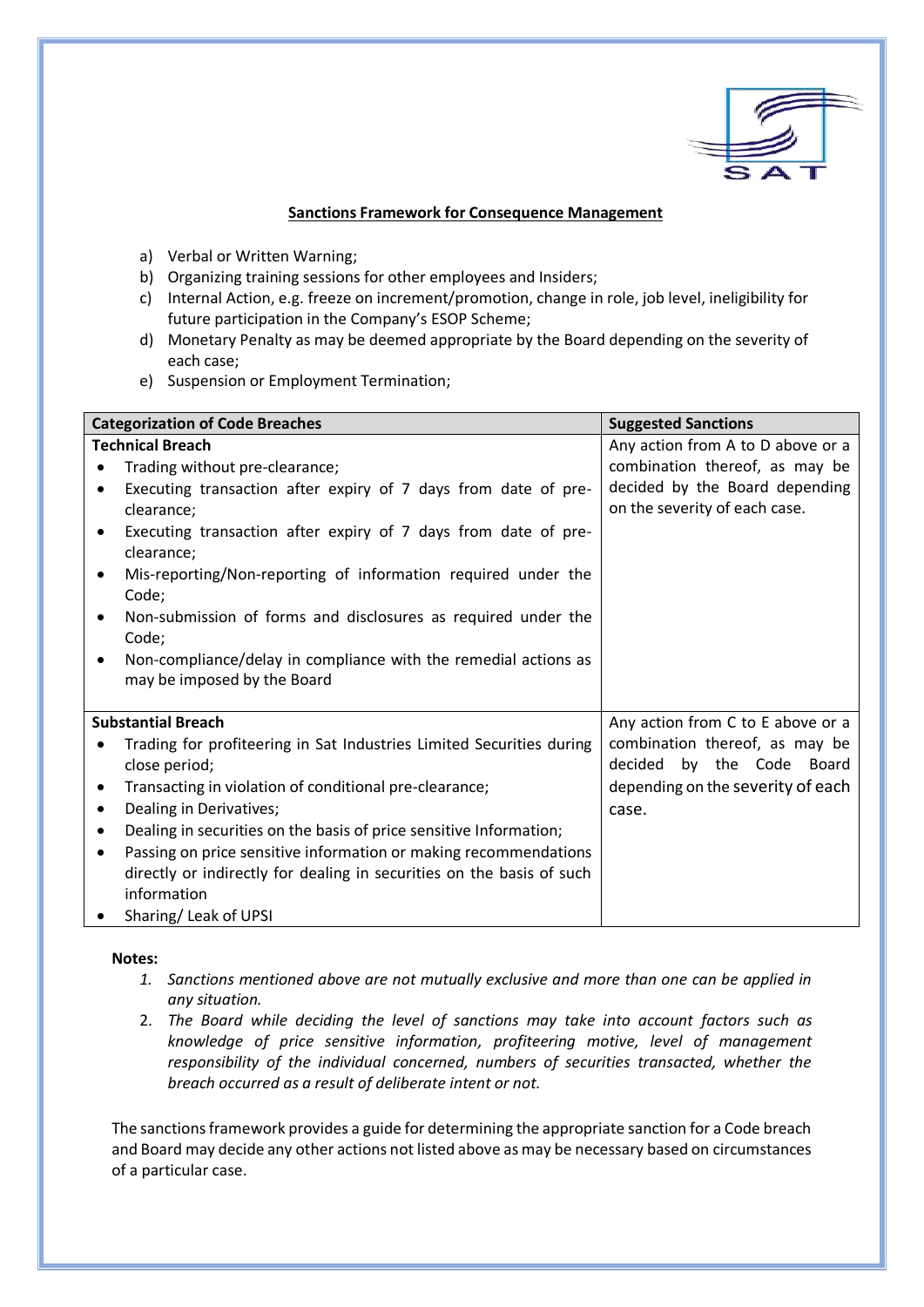**Sanctions Framework for Consequence Management**

a) Verbal or Written Warning;
b) Organizing training sessions for other employees and Insiders;
c) Internal Action, e.g. freeze on increment/promotion, change in role, job level, ineligibility for future participation in the Company's ESOP Scheme;
d) Monetary Penalty as may be deemed appropriate by the Board depending on the severity of each case;
e) Suspension or Employment Termination;

| Categorization of Code Breaches | Suggested Sanctions |
| --- | --- |
| **Technical Breach**<br>• Trading without pre-clearance;<br>• Executing transaction after expiry of 7 days from date of pre-clearance;<br>• Executing transaction after expiry of 7 days from date of pre-clearance;<br>• Mis-reporting/Non-reporting of information required under the Code;<br>• Non-submission of forms and disclosures as required under the Code;<br>• Non-compliance/delay in compliance with the remedial actions as may be imposed by the Board | Any action from A to D above or a combination thereof, as may be decided by the Board depending on the severity of each case. |
| **Substantial Breach**<br>• Trading for profiteering in Sat Industries Limited Securities during close period;<br>• Transacting in violation of conditional pre-clearance;<br>• Dealing in Derivatives;<br>• Dealing in securities on the basis of price sensitive Information;<br>• Passing on price sensitive information or making recommendations directly or indirectly for dealing in securities on the basis of such information<br>• Sharing/ Leak of UPSI | Any action from C to E above or a combination thereof, as may be decided by the Code Board depending on the severity of each case. |

**Notes:**

1. *Sanctions mentioned above are not mutually exclusive and more than one can be applied in any situation.*
2. *The Board while deciding the level of sanctions may take into account factors such as knowledge of price sensitive information, profiteering motive, level of management responsibility of the individual concerned, numbers of securities transacted, whether the breach occurred as a result of deliberate intent or not.*

The sanctions framework provides a guide for determining the appropriate sanction for a Code breach and Board may decide any other actions not listed above as may be necessary based on circumstances of a particular case.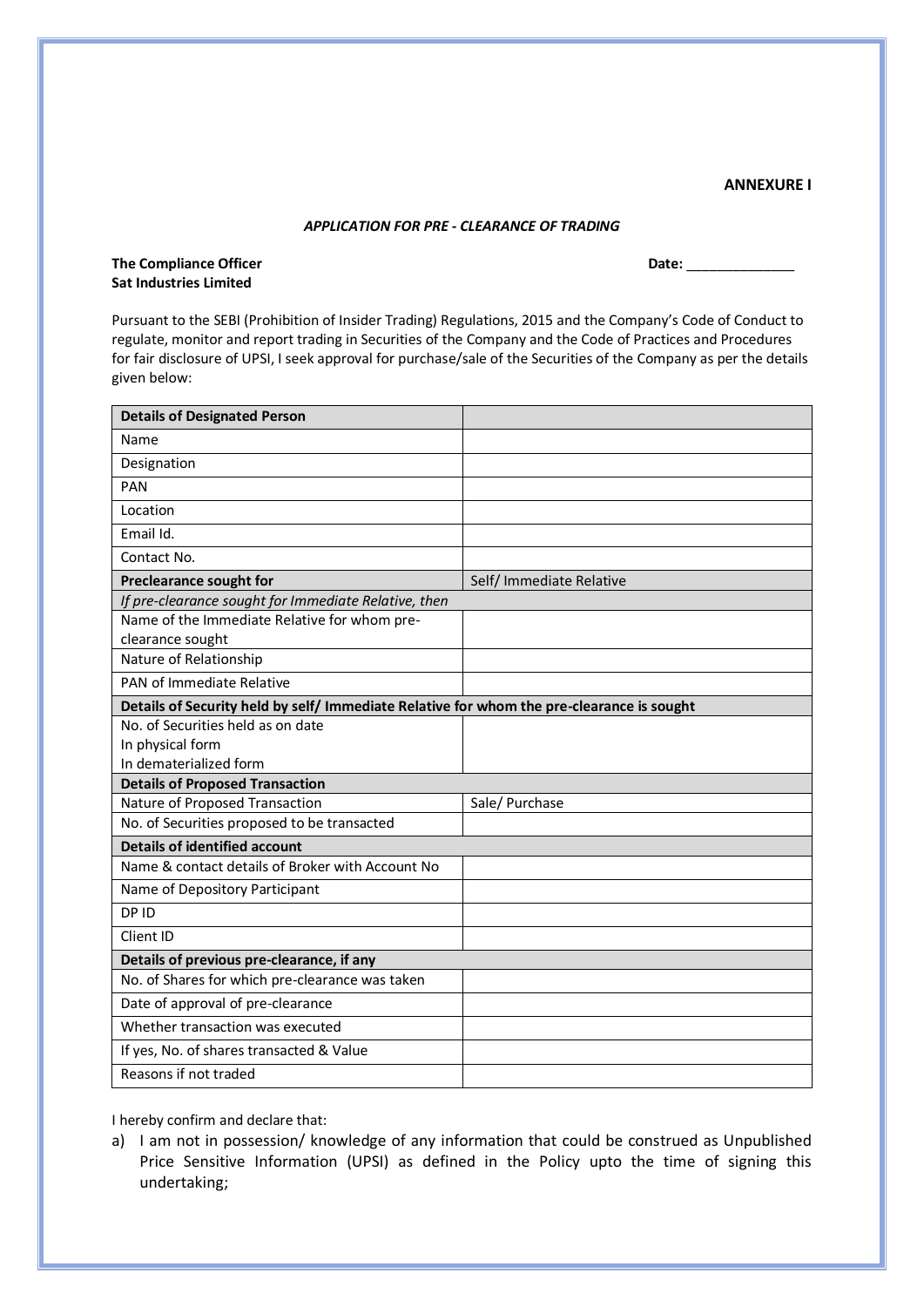**ANNEXURE I**

***APPLICATION FOR PRE - CLEARANCE OF TRADING***

**The Compliance Officer** **Date: \_\_\_\_\_\_\_\_\_\_\_\_\_\_**
**Sat Industries Limited**

Pursuant to the SEBI (Prohibition of Insider Trading) Regulations, 2015 and the Company's Code of Conduct to regulate, monitor and report trading in Securities of the Company and the Code of Practices and Procedures for fair disclosure of UPSI, I seek approval for purchase/sale of the Securities of the Company as per the details given below:

| **Details of Designated Person** | |
|---|---|
| Name | |
| Designation | |
| PAN | |
| Location | |
| Email Id. | |
| Contact No. | |
| **Preclearance sought for** | Self/ Immediate Relative |
| *If pre-clearance sought for Immediate Relative, then* | |
| Name of the Immediate Relative for whom pre-clearance sought | |
| Nature of Relationship | |
| PAN of Immediate Relative | |
| **Details of Security held by self/ Immediate Relative for whom the pre-clearance is sought** | |
| No. of Securities held as on date<br>In physical form<br>In dematerialized form | |
| **Details of Proposed Transaction** | |
| Nature of Proposed Transaction | Sale/ Purchase |
| No. of Securities proposed to be transacted | |
| **Details of identified account** | |
| Name & contact details of Broker with Account No | |
| Name of Depository Participant | |
| DP ID | |
| Client ID | |
| **Details of previous pre-clearance, if any** | |
| No. of Shares for which pre-clearance was taken | |
| Date of approval of pre-clearance | |
| Whether transaction was executed | |
| If yes, No. of shares transacted & Value | |
| Reasons if not traded | |

I hereby confirm and declare that:

a) I am not in possession/ knowledge of any information that could be construed as Unpublished Price Sensitive Information (UPSI) as defined in the Policy upto the time of signing this undertaking;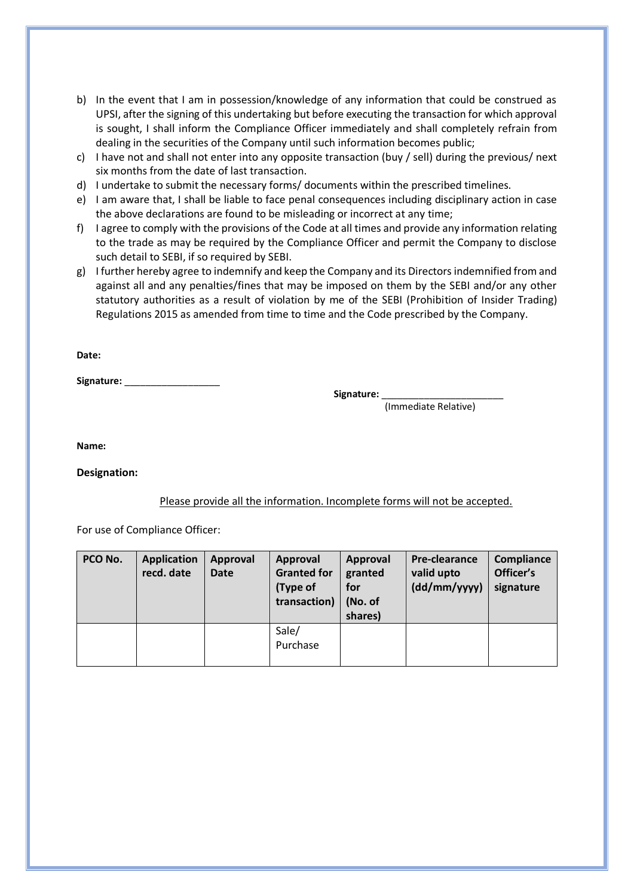b) In the event that I am in possession/knowledge of any information that could be construed as UPSI, after the signing of this undertaking but before executing the transaction for which approval is sought, I shall inform the Compliance Officer immediately and shall completely refrain from dealing in the securities of the Company until such information becomes public;
c) I have not and shall not enter into any opposite transaction (buy / sell) during the previous/ next six months from the date of last transaction.
d) I undertake to submit the necessary forms/ documents within the prescribed timelines.
e) I am aware that, I shall be liable to face penal consequences including disciplinary action in case the above declarations are found to be misleading or incorrect at any time;
f) I agree to comply with the provisions of the Code at all times and provide any information relating to the trade as may be required by the Compliance Officer and permit the Company to disclose such detail to SEBI, if so required by SEBI.
g) I further hereby agree to indemnify and keep the Company and its Directors indemnified from and against all and any penalties/fines that may be imposed on them by the SEBI and/or any other statutory authorities as a result of violation by me of the SEBI (Prohibition of Insider Trading) Regulations 2015 as amended from time to time and the Code prescribed by the Company.

**Date:**

**Signature:** __________________

**Signature:** _______________________
(Immediate Relative)

**Name:**

**Designation:**

<u>Please provide all the information. Incomplete forms will not be accepted.</u>

For use of Compliance Officer:

| PCO No. | Application recd. date | Approval Date | Approval Granted for (Type of transaction) | Approval granted for (No. of shares) | Pre-clearance valid upto (dd/mm/yyyy) | Compliance Officer's signature |
|---|---|---|---|---|---|---|
| | | | Sale/ Purchase | | | |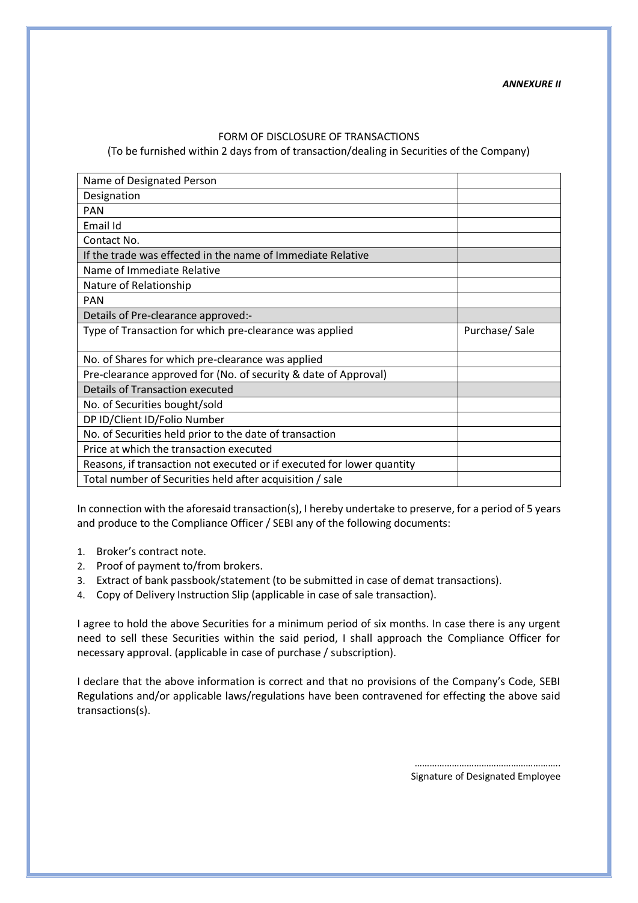***ANNEXURE II***

FORM OF DISCLOSURE OF TRANSACTIONS

(To be furnished within 2 days from of transaction/dealing in Securities of the Company)

| | |
|---|---|
| Name of Designated Person | |
| Designation | |
| PAN | |
| Email Id | |
| Contact No. | |
| If the trade was effected in the name of Immediate Relative | |
| Name of Immediate Relative | |
| Nature of Relationship | |
| PAN | |
| Details of Pre-clearance approved:- | |
| Type of Transaction for which pre-clearance was applied | Purchase/ Sale |
| No. of Shares for which pre-clearance was applied | |
| Pre-clearance approved for (No. of security & date of Approval) | |
| Details of Transaction executed | |
| No. of Securities bought/sold | |
| DP ID/Client ID/Folio Number | |
| No. of Securities held prior to the date of transaction | |
| Price at which the transaction executed | |
| Reasons, if transaction not executed or if executed for lower quantity | |
| Total number of Securities held after acquisition / sale | |

In connection with the aforesaid transaction(s), I hereby undertake to preserve, for a period of 5 years and produce to the Compliance Officer / SEBI any of the following documents:

1. Broker's contract note.
2. Proof of payment to/from brokers.
3. Extract of bank passbook/statement (to be submitted in case of demat transactions).
4. Copy of Delivery Instruction Slip (applicable in case of sale transaction).

I agree to hold the above Securities for a minimum period of six months. In case there is any urgent need to sell these Securities within the said period, I shall approach the Compliance Officer for necessary approval. (applicable in case of purchase / subscription).

I declare that the above information is correct and that no provisions of the Company's Code, SEBI Regulations and/or applicable laws/regulations have been contravened for effecting the above said transactions(s).

…………………………………………………

Signature of Designated Employee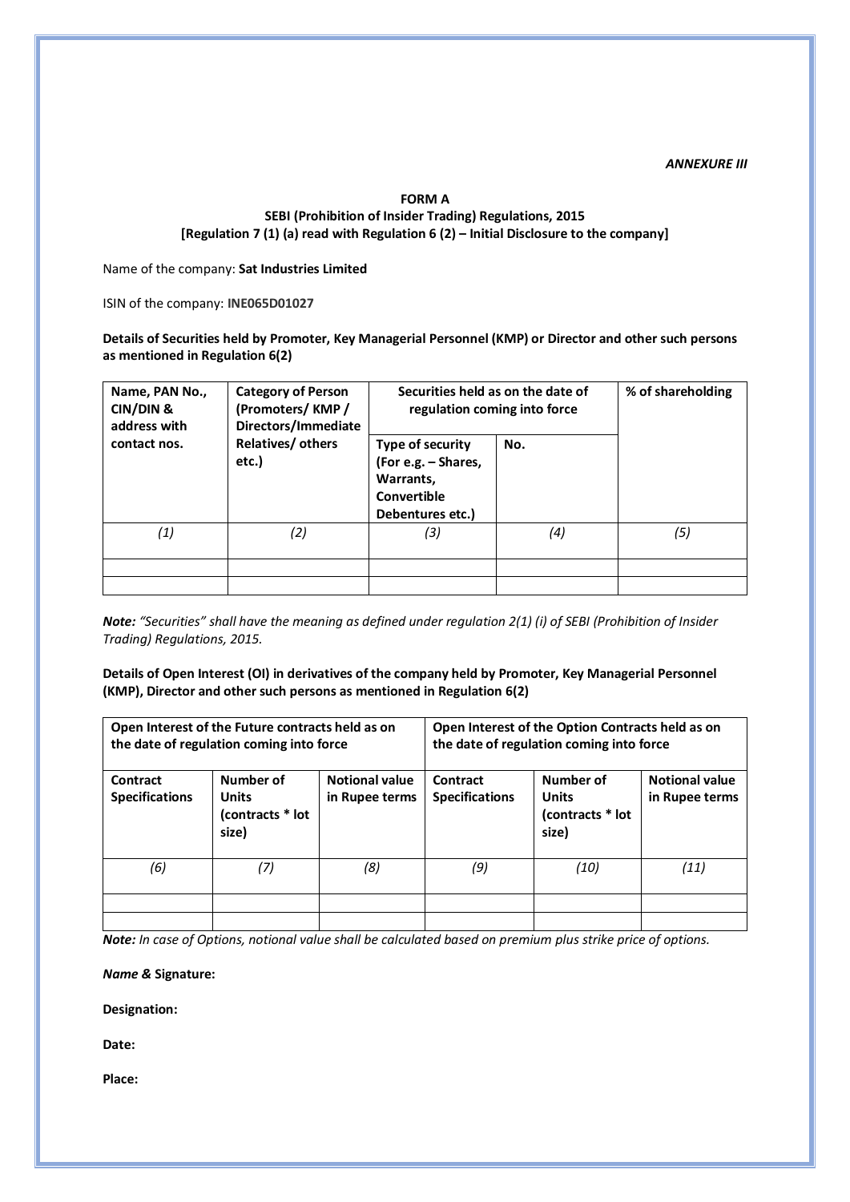*ANNEXURE III*

**FORM A**
**SEBI (Prohibition of Insider Trading) Regulations, 2015**
**[Regulation 7 (1) (a) read with Regulation 6 (2) – Initial Disclosure to the company]**

Name of the company: **Sat Industries Limited**

ISIN of the company: **INE065D01027**

**Details of Securities held by Promoter, Key Managerial Personnel (KMP) or Director and other such persons as mentioned in Regulation 6(2)**

| Name, PAN No., CIN/DIN & address with contact nos. | Category of Person (Promoters/ KMP / Directors/Immediate Relatives/ others etc.) | Securities held as on the date of regulation coming into force | | % of shareholding |
|---|---|---|---|---|
| | | Type of security (For e.g. – Shares, Warrants, Convertible Debentures etc.) | No. | |
| *(1)* | *(2)* | *(3)* | *(4)* | *(5)* |
| | | | | |
| | | | | |

***Note:*** *"Securities" shall have the meaning as defined under regulation 2(1) (i) of SEBI (Prohibition of Insider Trading) Regulations, 2015.*

**Details of Open Interest (OI) in derivatives of the company held by Promoter, Key Managerial Personnel (KMP), Director and other such persons as mentioned in Regulation 6(2)**

| Open Interest of the Future contracts held as on the date of regulation coming into force | | | Open Interest of the Option Contracts held as on the date of regulation coming into force | | |
|---|---|---|---|---|---|
| Contract Specifications | Number of Units (contracts * lot size) | Notional value in Rupee terms | Contract Specifications | Number of Units (contracts * lot size) | Notional value in Rupee terms |
| *(6)* | *(7)* | *(8)* | *(9)* | *(10)* | *(11)* |
| | | | | | |
| | | | | | |

***Note:*** *In case of Options, notional value shall be calculated based on premium plus strike price of options.*

***Name &*** **Signature:**

**Designation:**

**Date:**

**Place:**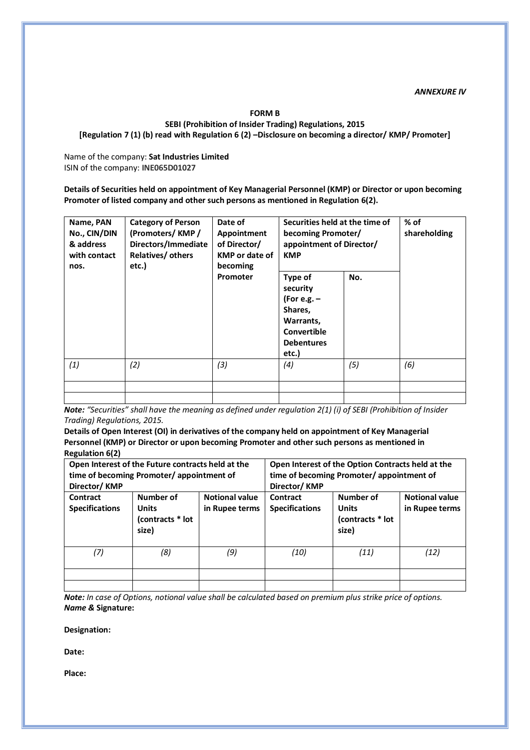*ANNEXURE IV*

**FORM B**
**SEBI (Prohibition of Insider Trading) Regulations, 2015**
**[Regulation 7 (1) (b) read with Regulation 6 (2) –Disclosure on becoming a director/ KMP/ Promoter]**

Name of the company: **Sat Industries Limited**
ISIN of the company: **INE065D01027**

**Details of Securities held on appointment of Key Managerial Personnel (KMP) or Director or upon becoming Promoter of listed company and other such persons as mentioned in Regulation 6(2).**

| Name, PAN No., CIN/DIN & address with contact nos. | Category of Person (Promoters/ KMP / Directors/Immediate Relatives/ others etc.) | Date of Appointment of Director/ KMP or date of becoming Promoter | Securities held at the time of becoming Promoter/ appointment of Director/ KMP | | % of shareholding |
|---|---|---|---|---|---|
| | | | Type of security (For e.g. – Shares, Warrants, Convertible Debentures etc.) | No. | |
| *(1)* | *(2)* | *(3)* | *(4)* | *(5)* | *(6)* |
| | | | | | |
| | | | | | |

***Note:*** *"Securities" shall have the meaning as defined under regulation 2(1) (i) of SEBI (Prohibition of Insider Trading) Regulations, 2015.*

**Details of Open Interest (OI) in derivatives of the company held on appointment of Key Managerial Personnel (KMP) or Director or upon becoming Promoter and other such persons as mentioned in Regulation 6(2)**

| Open Interest of the Future contracts held at the time of becoming Promoter/ appointment of Director/ KMP | | | Open Interest of the Option Contracts held at the time of becoming Promoter/ appointment of Director/ KMP | | |
|---|---|---|---|---|---|
| Contract Specifications | Number of Units (contracts * lot size) | Notional value in Rupee terms | Contract Specifications | Number of Units (contracts * lot size) | Notional value in Rupee terms |
| *(7)* | *(8)* | *(9)* | *(10)* | *(11)* | *(12)* |
| | | | | | |
| | | | | | |

***Note:*** *In case of Options, notional value shall be calculated based on premium plus strike price of options.*

***Name &*** **Signature:**

**Designation:**

**Date:**

**Place:**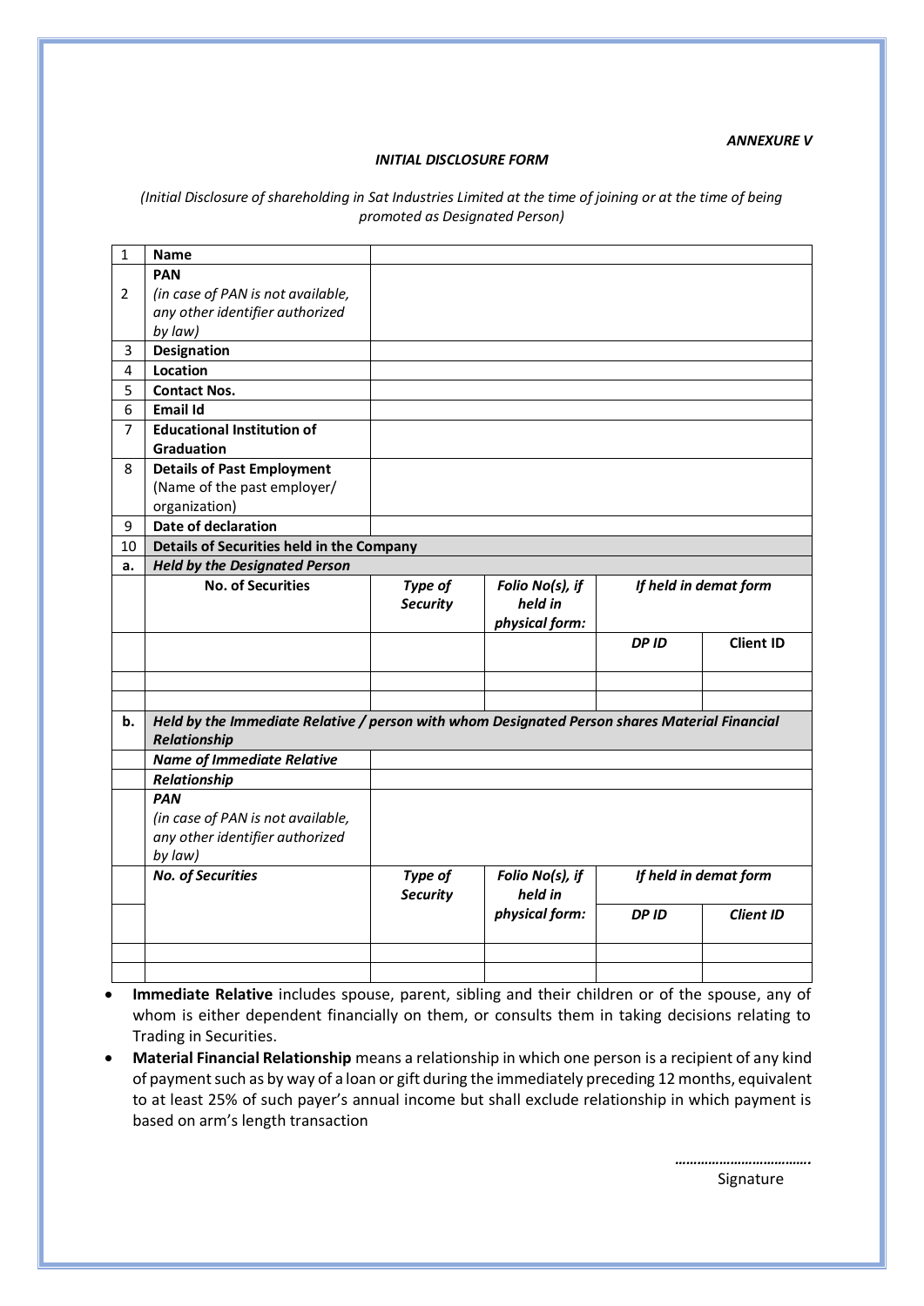*ANNEXURE V*

***INITIAL DISCLOSURE FORM***

*(Initial Disclosure of shareholding in Sat Industries Limited at the time of joining or at the time of being promoted as Designated Person)*

| 1 | **Name** | | | | |
|---|---|---|---|---|---|
| 2 | **PAN** *(in case of PAN is not available, any other identifier authorized by law)* | | | | |
| 3 | **Designation** | | | | |
| 4 | **Location** | | | | |
| 5 | **Contact Nos.** | | | | |
| 6 | **Email Id** | | | | |
| 7 | **Educational Institution of Graduation** | | | | |
| 8 | **Details of Past Employment** (Name of the past employer/ organization) | | | | |
| 9 | **Date of declaration** | | | | |
| 10 | **Details of Securities held in the Company** | | | | |
| a. | ***Held by the Designated Person*** | | | | |
| | **No. of Securities** | ***Type of Security*** | ***Folio No(s), if held in physical form:*** | ***If held in demat form*** | |
| | | | | ***DP ID*** | **Client ID** |
| | | | | | |
| | | | | | |
| b. | ***Held by the Immediate Relative / person with whom Designated Person shares Material Financial Relationship*** | | | | |
| | ***Name of Immediate Relative*** | | | | |
| | ***Relationship*** | | | | |
| | ***PAN*** *(in case of PAN is not available, any other identifier authorized by law)* | | | | |
| | ***No. of Securities*** | ***Type of Security*** | ***Folio No(s), if held in physical form:*** | ***If held in demat form*** | |
| | | | | ***DP ID*** | ***Client ID*** |
| | | | | | |
| | | | | | |

- **Immediate Relative** includes spouse, parent, sibling and their children or of the spouse, any of whom is either dependent financially on them, or consults them in taking decisions relating to Trading in Securities.
- **Material Financial Relationship** means a relationship in which one person is a recipient of any kind of payment such as by way of a loan or gift during the immediately preceding 12 months, equivalent to at least 25% of such payer's annual income but shall exclude relationship in which payment is based on arm's length transaction

**…………………………….**

Signature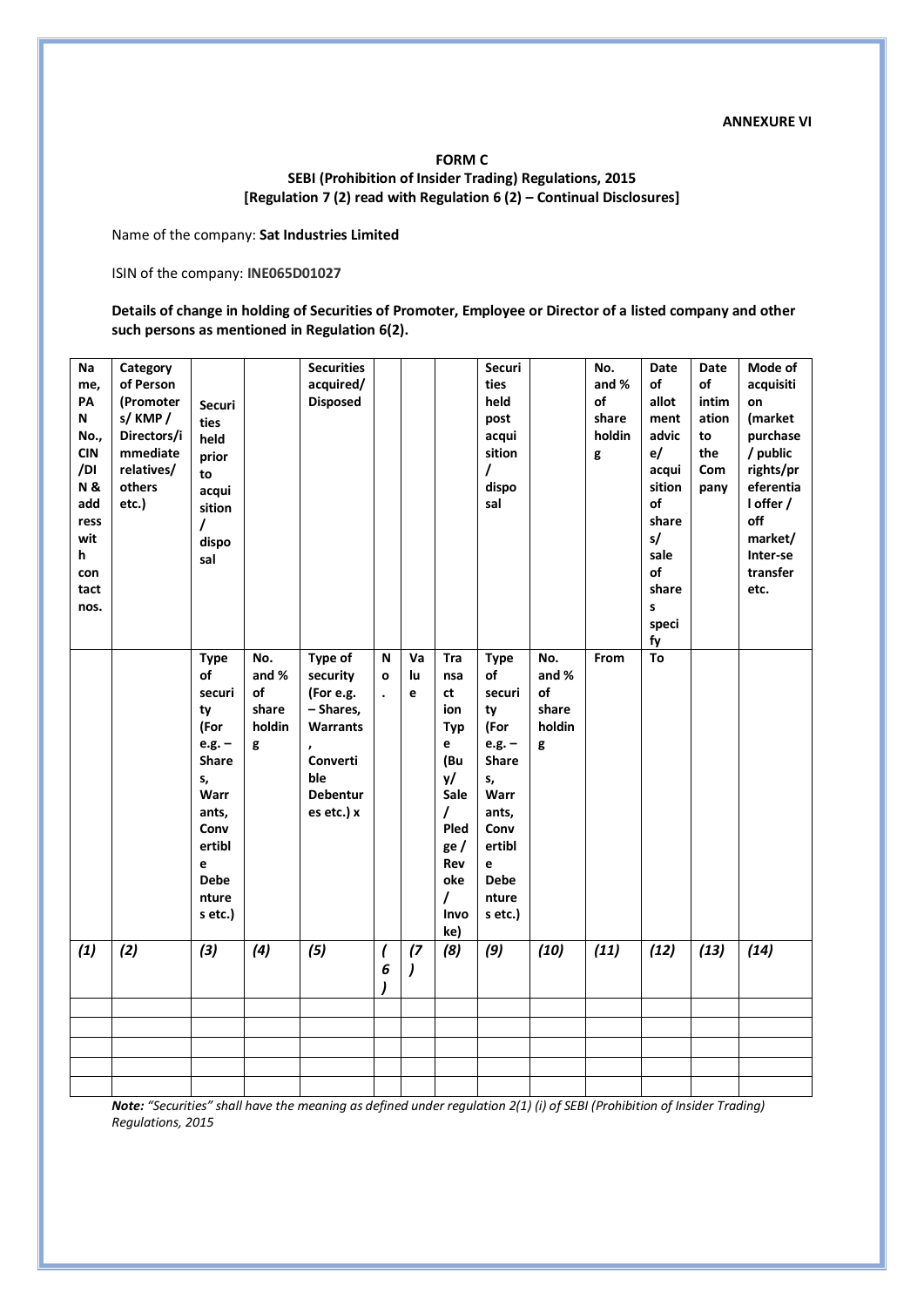**ANNEXURE VI**

**FORM C**
**SEBI (Prohibition of Insider Trading) Regulations, 2015**
**[Regulation 7 (2) read with Regulation 6 (2) – Continual Disclosures]**

Name of the company: **Sat Industries Limited**

ISIN of the company: **INE065D01027**

**Details of change in holding of Securities of Promoter, Employee or Director of a listed company and other such persons as mentioned in Regulation 6(2).**

| Name, PAN No., CIN/DIN & address with contact nos. | Category of Person (Promoters/ KMP / Directors/immediate relatives/ others etc.) | Securities held prior to acquisition / disposal | | Securities acquired/ Disposed | | | | Securities held post acquisition / disposal | | No. and % of shareholding | Date of allotment advice/ acquisition of shares/ sale of shares specify | Date of intimation to the Company | Mode of acquisition (market purchase / public rights/preferential offer / off market/ Inter-se transfer etc. |
|---|---|---|---|---|---|---|---|---|---|---|---|---|---|
| | | Type of security (For e.g. – Shares, Warrants, Convertible Debentures etc.) | No. and % of shareholding | Type of security (For e.g. – Shares, Warrants, Convertible Debentures etc.) x | No. | Value | Transaction Type (Buy/ Sale / Pledge / Revoke / Invoke) | Type of security (For e.g. – Shares, Warrants, Convertible Debentures etc.) | No. and % of shareholding | From | To | | |
| *(1)* | *(2)* | *(3)* | *(4)* | *(5)* | *(6)* | *(7)* | *(8)* | *(9)* | *(10)* | *(11)* | *(12)* | *(13)* | *(14)* |
| | | | | | | | | | | | | | |
| | | | | | | | | | | | | | |
| | | | | | | | | | | | | | |
| | | | | | | | | | | | | | |
| | | | | | | | | | | | | | |

***Note:*** *"Securities" shall have the meaning as defined under regulation 2(1) (i) of SEBI (Prohibition of Insider Trading) Regulations, 2015*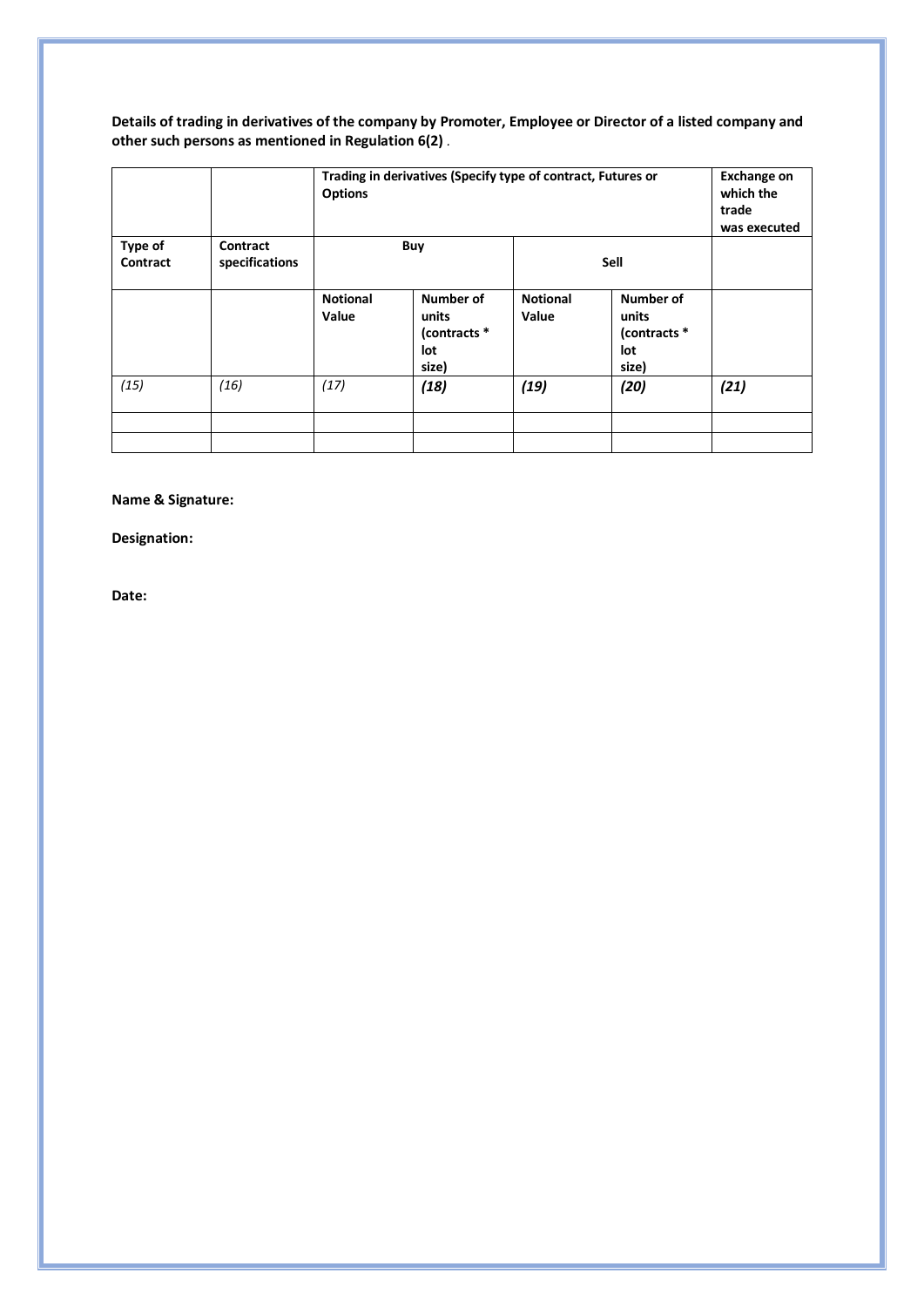**Details of trading in derivatives of the company by Promoter, Employee or Director of a listed company and other such persons as mentioned in Regulation 6(2)** .

| | | **Trading in derivatives (Specify type of contract, Futures or Options** | | | | **Exchange on which the trade was executed** |
|---|---|---|---|---|---|---|
| **Type of Contract** | **Contract specifications** | **Buy** | | **Sell** | | |
| | | **Notional Value** | **Number of units (contracts * lot size)** | **Notional Value** | **Number of units (contracts * lot size)** | |
| *(15)* | *(16)* | *(17)* | ***(18)*** | ***(19)*** | ***(20)*** | ***(21)*** |
| | | | | | | |
| | | | | | | |

**Name & Signature:**

**Designation:**

**Date:**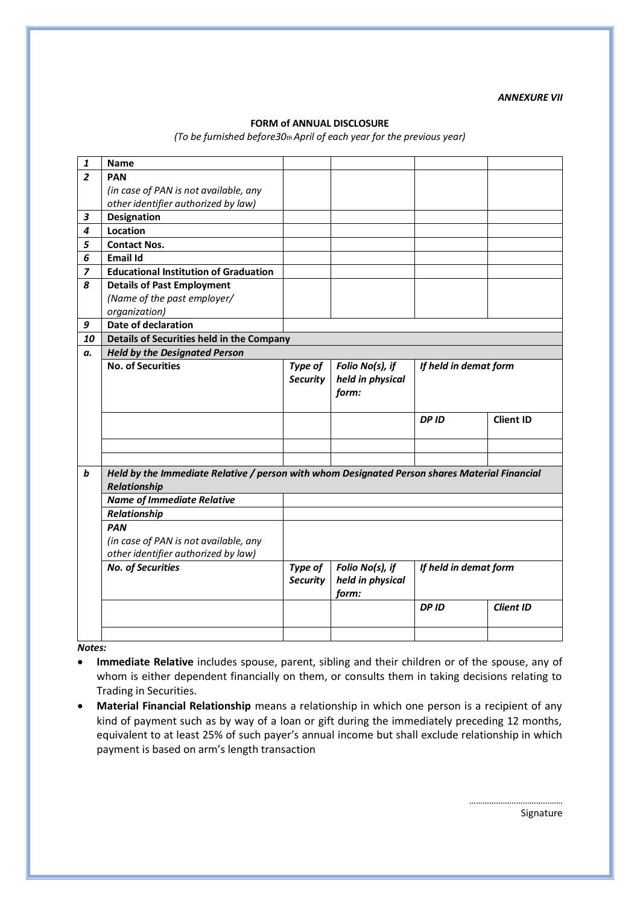*ANNEXURE VII*

**FORM of ANNUAL DISCLOSURE**

*(To be furnished before30th April of each year for the previous year)*

| | | | | | |
|---|---|---|---|---|---|
| **1** | **Name** | | | | |
| **2** | **PAN** *(in case of PAN is not available, any other identifier authorized by law)* | | | | |
| **3** | **Designation** | | | | |
| **4** | **Location** | | | | |
| **5** | **Contact Nos.** | | | | |
| **6** | **Email Id** | | | | |
| **7** | **Educational Institution of Graduation** | | | | |
| **8** | **Details of Past Employment** *(Name of the past employer/ organization)* | | | | |
| **9** | **Date of declaration** | | | | |
| **10** | **Details of Securities held in the Company** | | | | |
| ***a.*** | ***Held by the Designated Person*** | | | | |
| | **No. of Securities** | ***Type of Security*** | ***Folio No(s), if held in physical form:*** | ***If held in demat form*** | |
| | | | | ***DP ID*** | **Client ID** |
| | | | | | |
| | | | | | |
| ***b*** | ***Held by the Immediate Relative / person with whom Designated Person shares Material Financial Relationship*** | | | | |
| | ***Name of Immediate Relative*** | | | | |
| | ***Relationship*** | | | | |
| | ***PAN*** *(in case of PAN is not available, any other identifier authorized by law)* | | | | |
| | ***No. of Securities*** | ***Type of Security*** | ***Folio No(s), if held in physical form:*** | ***If held in demat form*** | |
| | | | | ***DP ID*** | ***Client ID*** |
| | | | | | |

***Notes:***

- **Immediate Relative** includes spouse, parent, sibling and their children or of the spouse, any of whom is either dependent financially on them, or consults them in taking decisions relating to Trading in Securities.
- **Material Financial Relationship** means a relationship in which one person is a recipient of any kind of payment such as by way of a loan or gift during the immediately preceding 12 months, equivalent to at least 25% of such payer's annual income but shall exclude relationship in which payment is based on arm's length transaction

…………………………………
Signature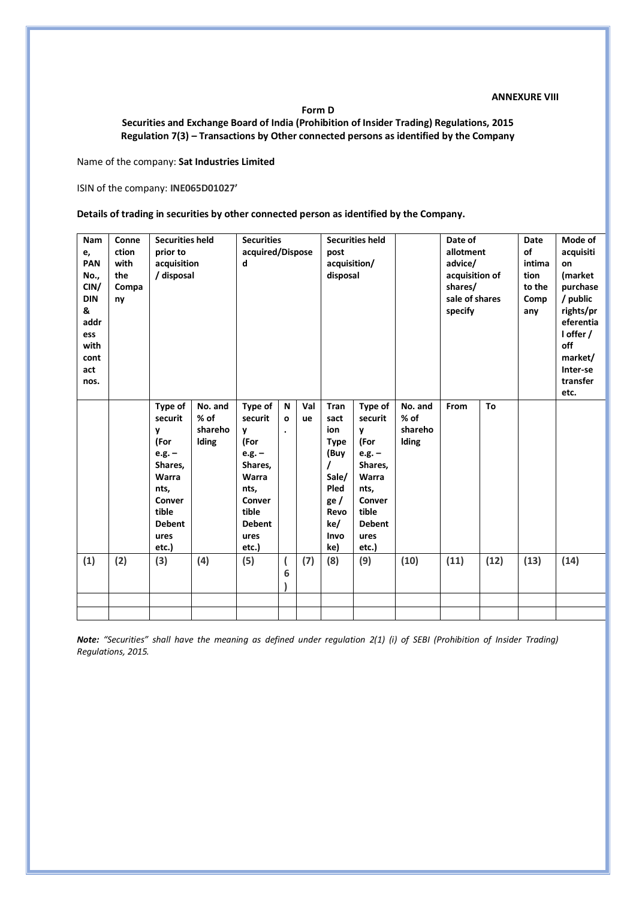**ANNEXURE VIII**

**Form D**

**Securities and Exchange Board of India (Prohibition of Insider Trading) Regulations, 2015**
**Regulation 7(3) – Transactions by Other connected persons as identified by the Company**

Name of the company: **Sat Industries Limited**

ISIN of the company: **INE065D01027'**

**Details of trading in securities by other connected person as identified by the Company.**

| Name, PAN No., CIN/ DIN & address with contact nos. | Connection with the Company | Securities held prior to acquisition / disposal | | Securities acquired/Disposed | | | | Securities held post acquisition/ disposal | | Date of allotment advice/ acquisition of shares/ sale of shares specify | | Date of intimation to the Company | Mode of acquisition (market purchase / public rights/preferential offer / off market/ Inter-se transfer etc. |
|---|---|---|---|---|---|---|---|---|---|---|---|---|---|
| | | Type of security (For e.g. – Shares, Warrants, Convertible Debentures etc.) | No. and % of shareholding | Type of security (For e.g. – Shares, Warrants, Convertible Debentures etc.) | No. | Value | Transaction Type (Buy / Sale/ Pledge / Revoke/ Invoke) | Type of security (For e.g. – Shares, Warrants, Convertible Debentures etc.) | No. and % of shareholding | From | To | | |
| (1) | (2) | (3) | (4) | (5) | (6) | (7) | (8) | (9) | (10) | (11) | (12) | (13) | (14) |
| | | | | | | | | | | | | | |
| | | | | | | | | | | | | | |

***Note:** "Securities" shall have the meaning as defined under regulation 2(1) (i) of SEBI (Prohibition of Insider Trading) Regulations, 2015.*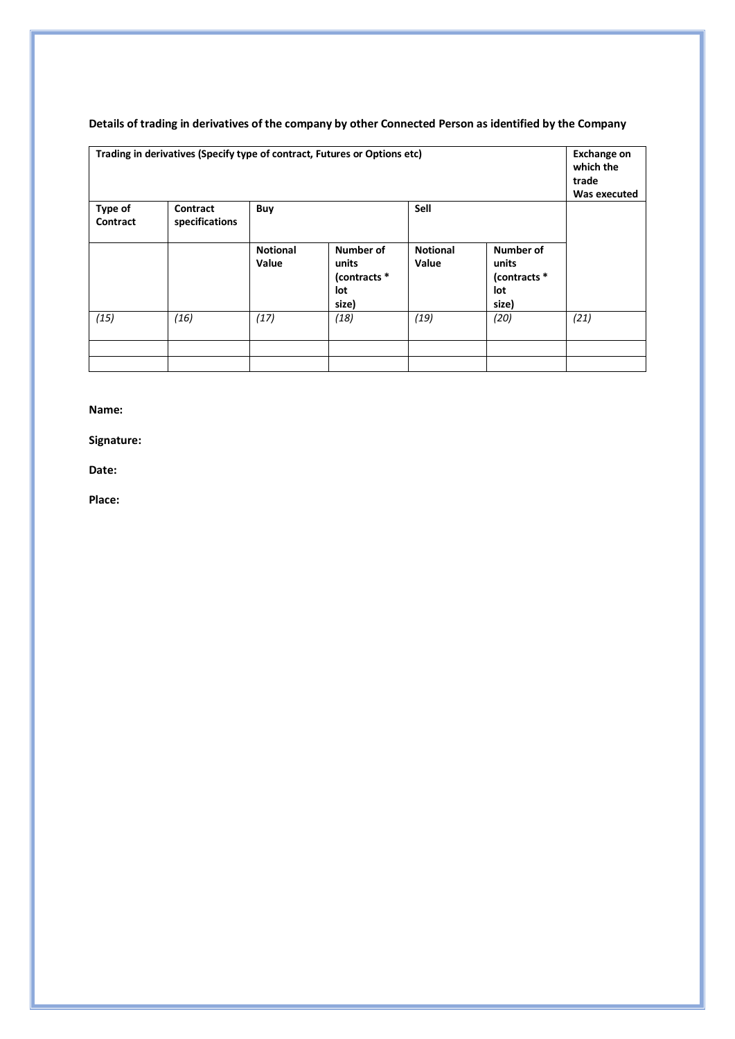**Details of trading in derivatives of the company by other Connected Person as identified by the Company**

| Trading in derivatives (Specify type of contract, Futures or Options etc) | | | | | | Exchange on which the trade Was executed |
|---|---|---|---|---|---|---|
| **Type of Contract** | **Contract specifications** | **Buy** | | **Sell** | | |
| | | **Notional Value** | **Number of units (contracts * lot size)** | **Notional Value** | **Number of units (contracts * lot size)** | |
| *(15)* | *(16)* | *(17)* | *(18)* | *(19)* | *(20)* | *(21)* |
| | | | | | | |
| | | | | | | |

**Name:**

**Signature:**

**Date:**

**Place:**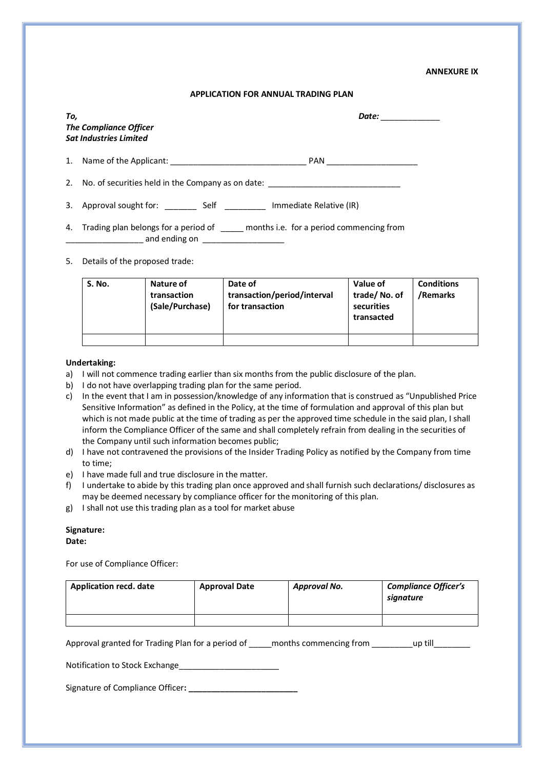**ANNEXURE IX**

**APPLICATION FOR ANNUAL TRADING PLAN**

***To,***
***The Compliance Officer***
***Sat Industries Limited***

***Date:*** _____________

1. Name of the Applicant: ______________________________ PAN ____________________

2. No. of securities held in the Company as on date: _____________________________

3. Approval sought for: _______ Self _________ Immediate Relative (IR)

4. Trading plan belongs for a period of _____ months i.e. for a period commencing from _________________ and ending on _________________

5. Details of the proposed trade:

| S. No. | Nature of transaction (Sale/Purchase) | Date of transaction/period/interval for transaction | Value of trade/ No. of securities transacted | Conditions /Remarks |
|---|---|---|---|---|
| | | | | |

**Undertaking:**

a) I will not commence trading earlier than six months from the public disclosure of the plan.
b) I do not have overlapping trading plan for the same period.
c) In the event that I am in possession/knowledge of any information that is construed as "Unpublished Price Sensitive Information" as defined in the Policy, at the time of formulation and approval of this plan but which is not made public at the time of trading as per the approved time schedule in the said plan, I shall inform the Compliance Officer of the same and shall completely refrain from dealing in the securities of the Company until such information becomes public;
d) I have not contravened the provisions of the Insider Trading Policy as notified by the Company from time to time;
e) I have made full and true disclosure in the matter.
f) I undertake to abide by this trading plan once approved and shall furnish such declarations/ disclosures as may be deemed necessary by compliance officer for the monitoring of this plan.
g) I shall not use this trading plan as a tool for market abuse

**Signature:**
**Date:**

For use of Compliance Officer:

| Application recd. date | Approval Date | *Approval No.* | *Compliance Officer's signature* |
|---|---|---|---|
| | | | |

Approval granted for Trading Plan for a period of _____months commencing from _________up till________

Notification to Stock Exchange______________________

Signature of Compliance Officer**: ________________________**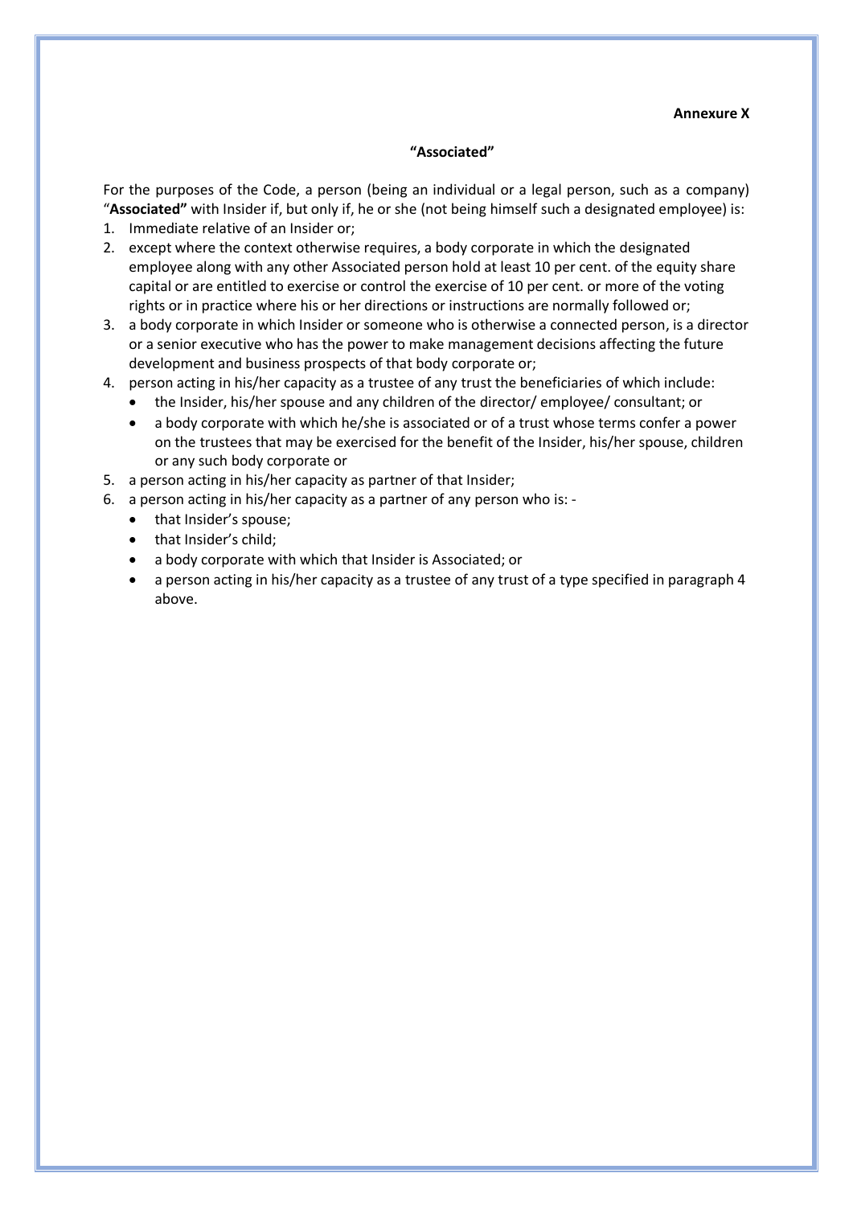**Annexure X**

**"Associated"**

For the purposes of the Code, a person (being an individual or a legal person, such as a company) "**Associated"** with Insider if, but only if, he or she (not being himself such a designated employee) is:

1. Immediate relative of an Insider or;
2. except where the context otherwise requires, a body corporate in which the designated employee along with any other Associated person hold at least 10 per cent. of the equity share capital or are entitled to exercise or control the exercise of 10 per cent. or more of the voting rights or in practice where his or her directions or instructions are normally followed or;
3. a body corporate in which Insider or someone who is otherwise a connected person, is a director or a senior executive who has the power to make management decisions affecting the future development and business prospects of that body corporate or;
4. person acting in his/her capacity as a trustee of any trust the beneficiaries of which include:
   - the Insider, his/her spouse and any children of the director/ employee/ consultant; or
   - a body corporate with which he/she is associated or of a trust whose terms confer a power on the trustees that may be exercised for the benefit of the Insider, his/her spouse, children or any such body corporate or
5. a person acting in his/her capacity as partner of that Insider;
6. a person acting in his/her capacity as a partner of any person who is: -
   - that Insider's spouse;
   - that Insider's child;
   - a body corporate with which that Insider is Associated; or
   - a person acting in his/her capacity as a trustee of any trust of a type specified in paragraph 4 above.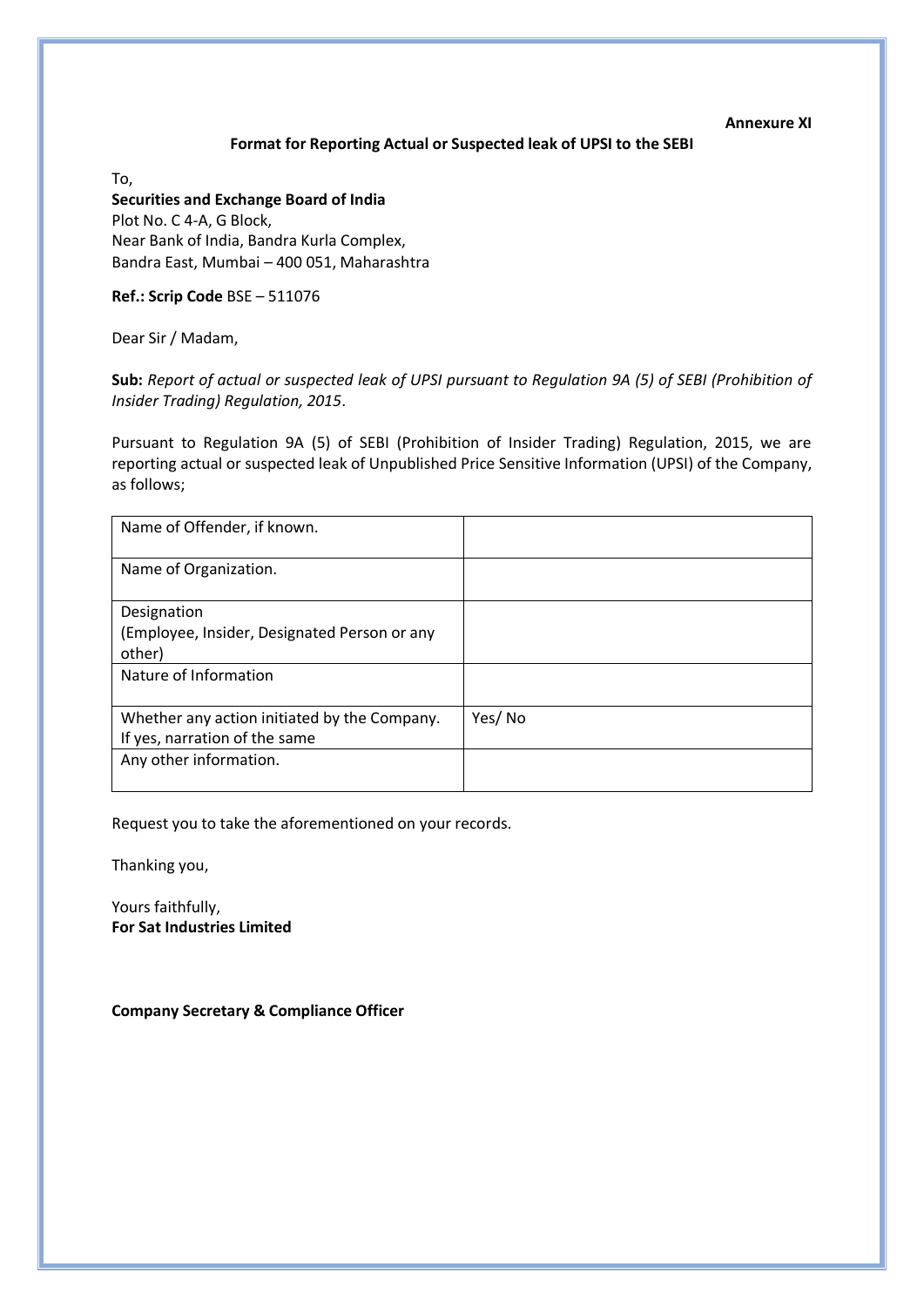**Annexure XI**

**Format for Reporting Actual or Suspected leak of UPSI to the SEBI**

To,

**Securities and Exchange Board of India**
Plot No. C 4-A, G Block,
Near Bank of India, Bandra Kurla Complex,
Bandra East, Mumbai – 400 051, Maharashtra

**Ref.: Scrip Code** BSE – 511076

Dear Sir / Madam,

**Sub:** *Report of actual or suspected leak of UPSI pursuant to Regulation 9A (5) of SEBI (Prohibition of Insider Trading) Regulation, 2015*.

Pursuant to Regulation 9A (5) of SEBI (Prohibition of Insider Trading) Regulation, 2015, we are reporting actual or suspected leak of Unpublished Price Sensitive Information (UPSI) of the Company, as follows;

| | |
|---|---|
| Name of Offender, if known. | |
| Name of Organization. | |
| Designation (Employee, Insider, Designated Person or any other) | |
| Nature of Information | |
| Whether any action initiated by the Company. If yes, narration of the same | Yes/ No |
| Any other information. | |

Request you to take the aforementioned on your records.

Thanking you,

Yours faithfully,
**For Sat Industries Limited**

**Company Secretary & Compliance Officer**